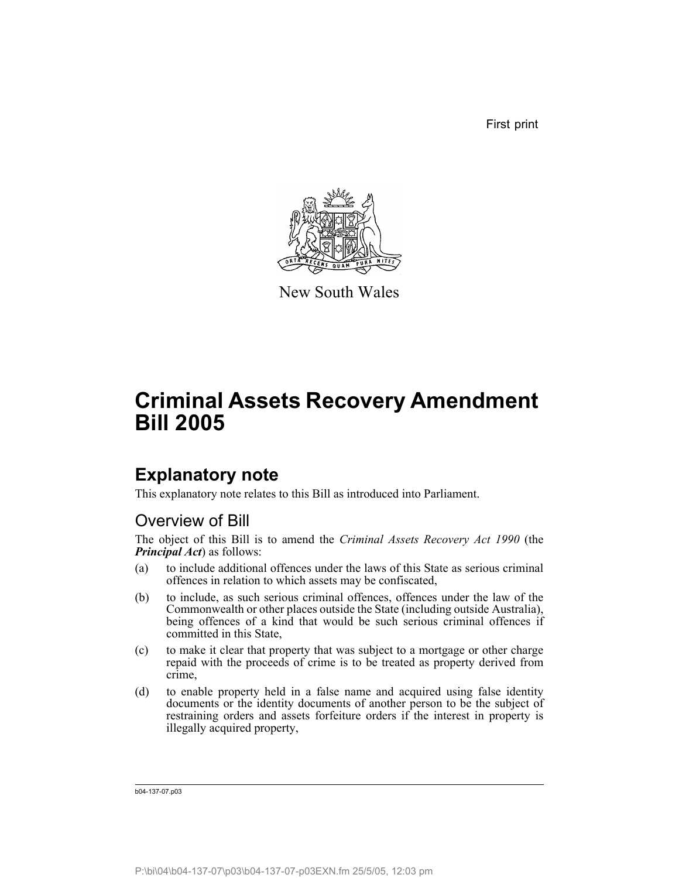First print

New South Wales

# Criminal Assets Recovery Amendment Bill 2005

## Explanatory note

This explanatory note relates to this Bill as introduced into Parliament.

### Overview of Bill

The object of this Bill is to amend the *Criminal Assets Recovery Act 1990* (the ***Principal Act***) as follows:

(a) to include additional offences under the laws of this State as serious criminal offences in relation to which assets may be confiscated,

(b) to include, as such serious criminal offences, offences under the law of the Commonwealth or other places outside the State (including outside Australia), being offences of a kind that would be such serious criminal offences if committed in this State,

(c) to make it clear that property that was subject to a mortgage or other charge repaid with the proceeds of crime is to be treated as property derived from crime,

(d) to enable property held in a false name and acquired using false identity documents or the identity documents of another person to be the subject of restraining orders and assets forfeiture orders if the interest in property is illegally acquired property,

b04-137-07.p03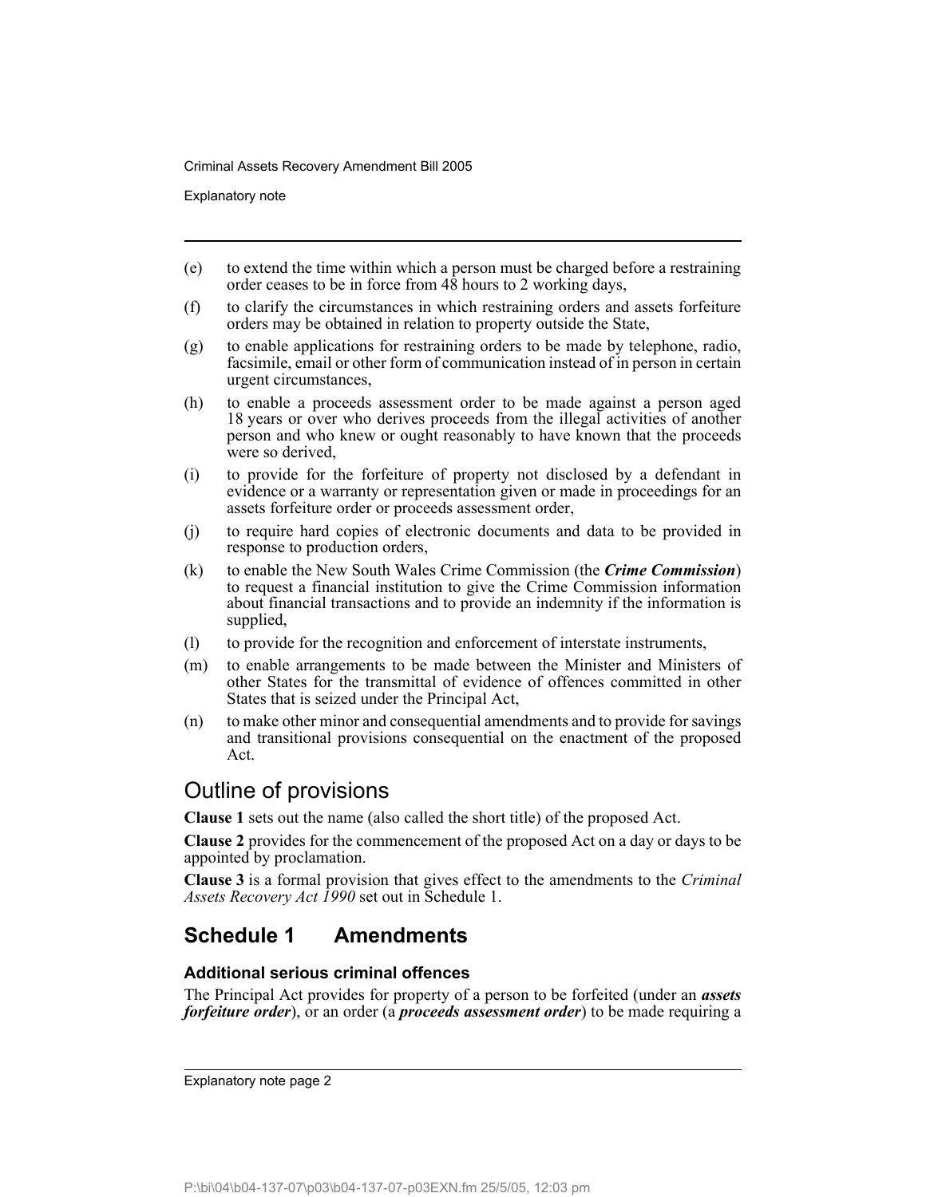(e) to extend the time within which a person must be charged before a restraining order ceases to be in force from 48 hours to 2 working days,

(f) to clarify the circumstances in which restraining orders and assets forfeiture orders may be obtained in relation to property outside the State,

(g) to enable applications for restraining orders to be made by telephone, radio, facsimile, email or other form of communication instead of in person in certain urgent circumstances,

(h) to enable a proceeds assessment order to be made against a person aged 18 years or over who derives proceeds from the illegal activities of another person and who knew or ought reasonably to have known that the proceeds were so derived,

(i) to provide for the forfeiture of property not disclosed by a defendant in evidence or a warranty or representation given or made in proceedings for an assets forfeiture order or proceeds assessment order,

(j) to require hard copies of electronic documents and data to be provided in response to production orders,

(k) to enable the New South Wales Crime Commission (the ***Crime Commission***) to request a financial institution to give the Crime Commission information about financial transactions and to provide an indemnity if the information is supplied,

(l) to provide for the recognition and enforcement of interstate instruments,

(m) to enable arrangements to be made between the Minister and Ministers of other States for the transmittal of evidence of offences committed in other States that is seized under the Principal Act,

(n) to make other minor and consequential amendments and to provide for savings and transitional provisions consequential on the enactment of the proposed Act.

## Outline of provisions

**Clause 1** sets out the name (also called the short title) of the proposed Act.

**Clause 2** provides for the commencement of the proposed Act on a day or days to be appointed by proclamation.

**Clause 3** is a formal provision that gives effect to the amendments to the *Criminal Assets Recovery Act 1990* set out in Schedule 1.

## Schedule 1 Amendments

### Additional serious criminal offences

The Principal Act provides for property of a person to be forfeited (under an ***assets forfeiture order***), or an order (a ***proceeds assessment order***) to be made requiring a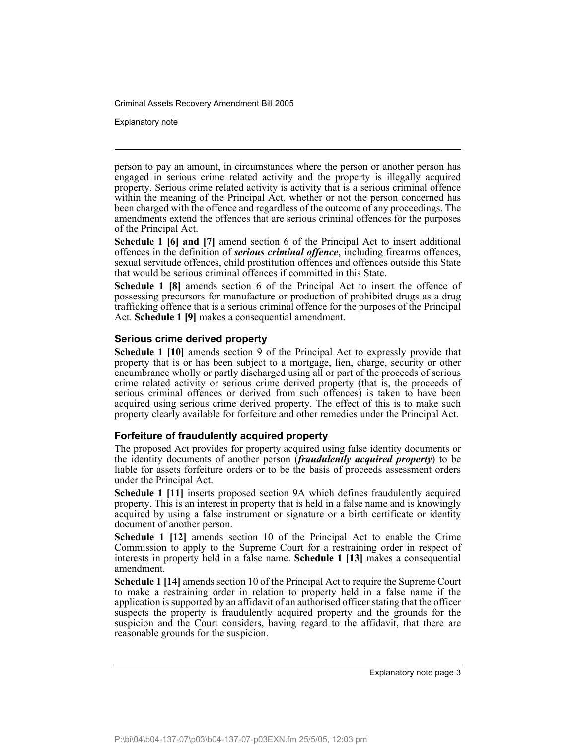person to pay an amount, in circumstances where the person or another person has engaged in serious crime related activity and the property is illegally acquired property. Serious crime related activity is activity that is a serious criminal offence within the meaning of the Principal Act, whether or not the person concerned has been charged with the offence and regardless of the outcome of any proceedings. The amendments extend the offences that are serious criminal offences for the purposes of the Principal Act.

**Schedule 1 [6] and [7]** amend section 6 of the Principal Act to insert additional offences in the definition of ***serious criminal offence***, including firearms offences, sexual servitude offences, child prostitution offences and offences outside this State that would be serious criminal offences if committed in this State.

**Schedule 1 [8]** amends section 6 of the Principal Act to insert the offence of possessing precursors for manufacture or production of prohibited drugs as a drug trafficking offence that is a serious criminal offence for the purposes of the Principal Act. **Schedule 1 [9]** makes a consequential amendment.

### Serious crime derived property

**Schedule 1 [10]** amends section 9 of the Principal Act to expressly provide that property that is or has been subject to a mortgage, lien, charge, security or other encumbrance wholly or partly discharged using all or part of the proceeds of serious crime related activity or serious crime derived property (that is, the proceeds of serious criminal offences or derived from such offences) is taken to have been acquired using serious crime derived property. The effect of this is to make such property clearly available for forfeiture and other remedies under the Principal Act.

### Forfeiture of fraudulently acquired property

The proposed Act provides for property acquired using false identity documents or the identity documents of another person (***fraudulently acquired property***) to be liable for assets forfeiture orders or to be the basis of proceeds assessment orders under the Principal Act.

**Schedule 1 [11]** inserts proposed section 9A which defines fraudulently acquired property. This is an interest in property that is held in a false name and is knowingly acquired by using a false instrument or signature or a birth certificate or identity document of another person.

**Schedule 1 [12]** amends section 10 of the Principal Act to enable the Crime Commission to apply to the Supreme Court for a restraining order in respect of interests in property held in a false name. **Schedule 1 [13]** makes a consequential amendment.

**Schedule 1 [14]** amends section 10 of the Principal Act to require the Supreme Court to make a restraining order in relation to property held in a false name if the application is supported by an affidavit of an authorised officer stating that the officer suspects the property is fraudulently acquired property and the grounds for the suspicion and the Court considers, having regard to the affidavit, that there are reasonable grounds for the suspicion.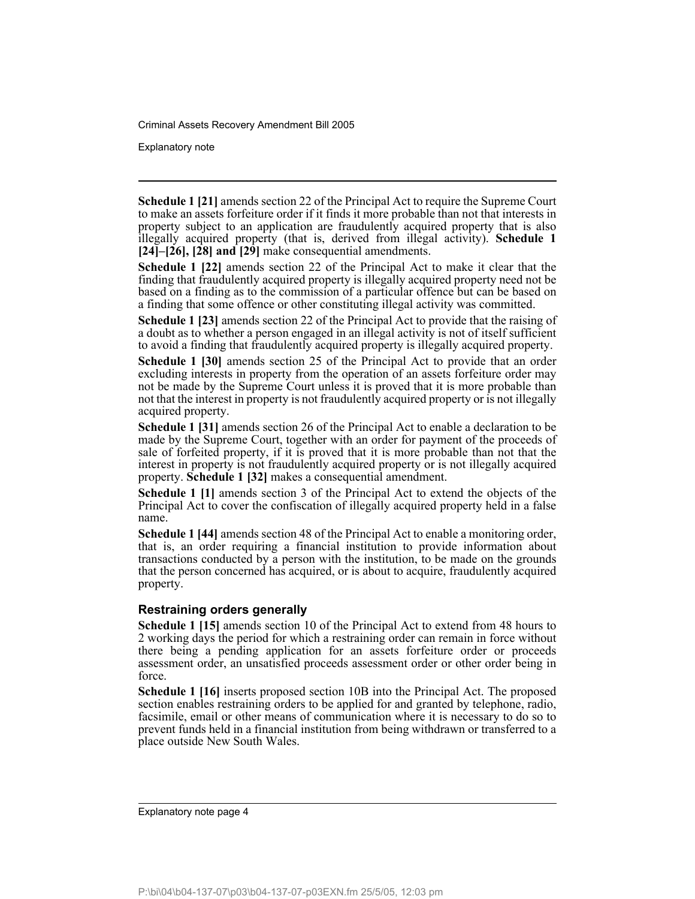**Schedule 1 [21]** amends section 22 of the Principal Act to require the Supreme Court to make an assets forfeiture order if it finds it more probable than not that interests in property subject to an application are fraudulently acquired property that is also illegally acquired property (that is, derived from illegal activity). **Schedule 1 [24]–[26], [28] and [29]** make consequential amendments.

**Schedule 1 [22]** amends section 22 of the Principal Act to make it clear that the finding that fraudulently acquired property is illegally acquired property need not be based on a finding as to the commission of a particular offence but can be based on a finding that some offence or other constituting illegal activity was committed.

**Schedule 1 [23]** amends section 22 of the Principal Act to provide that the raising of a doubt as to whether a person engaged in an illegal activity is not of itself sufficient to avoid a finding that fraudulently acquired property is illegally acquired property.

**Schedule 1 [30]** amends section 25 of the Principal Act to provide that an order excluding interests in property from the operation of an assets forfeiture order may not be made by the Supreme Court unless it is proved that it is more probable than not that the interest in property is not fraudulently acquired property or is not illegally acquired property.

**Schedule 1 [31]** amends section 26 of the Principal Act to enable a declaration to be made by the Supreme Court, together with an order for payment of the proceeds of sale of forfeited property, if it is proved that it is more probable than not that the interest in property is not fraudulently acquired property or is not illegally acquired property. **Schedule 1 [32]** makes a consequential amendment.

**Schedule 1 [1]** amends section 3 of the Principal Act to extend the objects of the Principal Act to cover the confiscation of illegally acquired property held in a false name.

**Schedule 1 [44]** amends section 48 of the Principal Act to enable a monitoring order, that is, an order requiring a financial institution to provide information about transactions conducted by a person with the institution, to be made on the grounds that the person concerned has acquired, or is about to acquire, fraudulently acquired property.

### Restraining orders generally

**Schedule 1 [15]** amends section 10 of the Principal Act to extend from 48 hours to 2 working days the period for which a restraining order can remain in force without there being a pending application for an assets forfeiture order or proceeds assessment order, an unsatisfied proceeds assessment order or other order being in force.

**Schedule 1 [16]** inserts proposed section 10B into the Principal Act. The proposed section enables restraining orders to be applied for and granted by telephone, radio, facsimile, email or other means of communication where it is necessary to do so to prevent funds held in a financial institution from being withdrawn or transferred to a place outside New South Wales.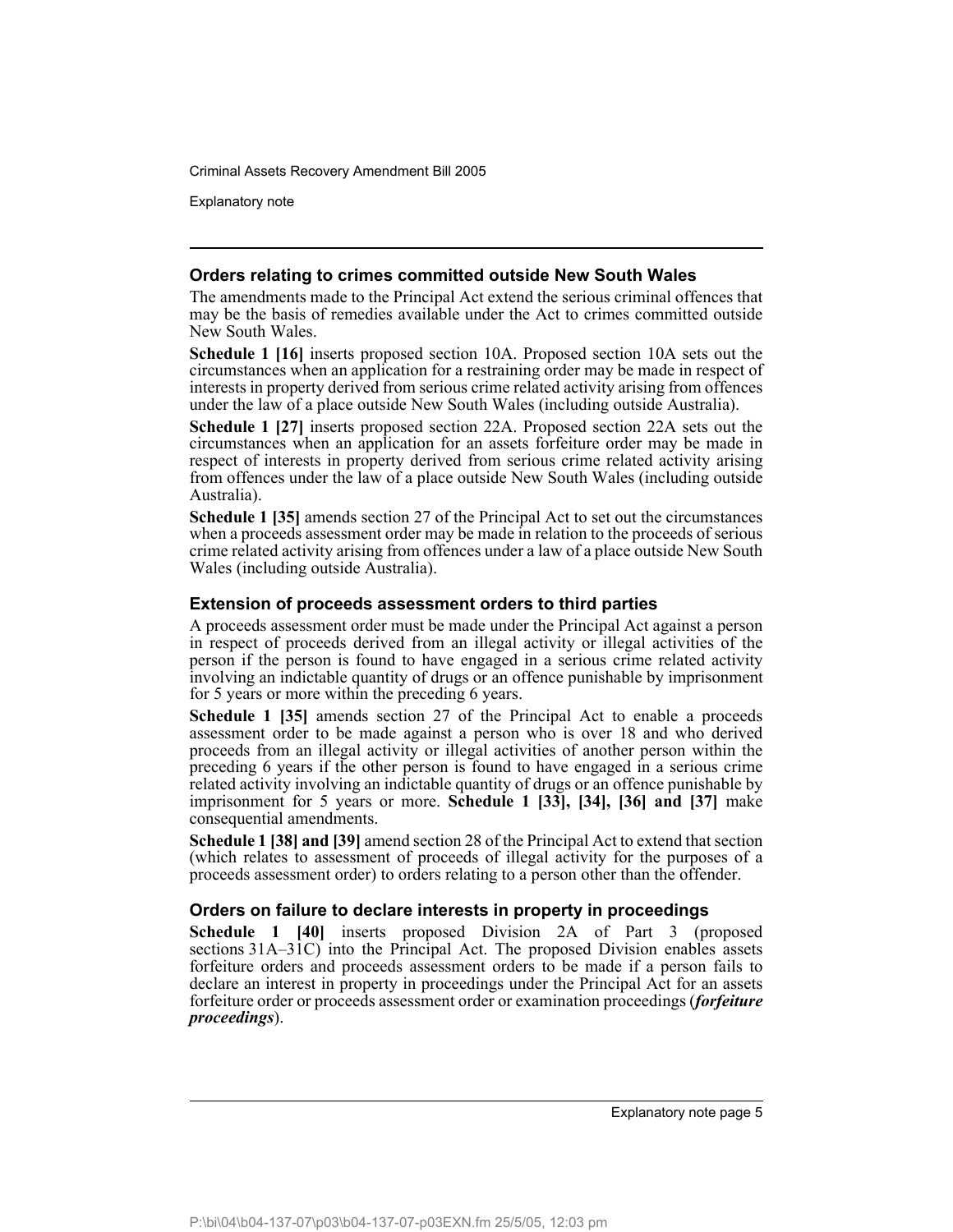### Orders relating to crimes committed outside New South Wales

The amendments made to the Principal Act extend the serious criminal offences that may be the basis of remedies available under the Act to crimes committed outside New South Wales.

**Schedule 1 [16]** inserts proposed section 10A. Proposed section 10A sets out the circumstances when an application for a restraining order may be made in respect of interests in property derived from serious crime related activity arising from offences under the law of a place outside New South Wales (including outside Australia).

**Schedule 1 [27]** inserts proposed section 22A. Proposed section 22A sets out the circumstances when an application for an assets forfeiture order may be made in respect of interests in property derived from serious crime related activity arising from offences under the law of a place outside New South Wales (including outside Australia).

**Schedule 1 [35]** amends section 27 of the Principal Act to set out the circumstances when a proceeds assessment order may be made in relation to the proceeds of serious crime related activity arising from offences under a law of a place outside New South Wales (including outside Australia).

### Extension of proceeds assessment orders to third parties

A proceeds assessment order must be made under the Principal Act against a person in respect of proceeds derived from an illegal activity or illegal activities of the person if the person is found to have engaged in a serious crime related activity involving an indictable quantity of drugs or an offence punishable by imprisonment for 5 years or more within the preceding 6 years.

**Schedule 1 [35]** amends section 27 of the Principal Act to enable a proceeds assessment order to be made against a person who is over 18 and who derived proceeds from an illegal activity or illegal activities of another person within the preceding 6 years if the other person is found to have engaged in a serious crime related activity involving an indictable quantity of drugs or an offence punishable by imprisonment for 5 years or more. **Schedule 1 [33], [34], [36] and [37]** make consequential amendments.

**Schedule 1 [38] and [39]** amend section 28 of the Principal Act to extend that section (which relates to assessment of proceeds of illegal activity for the purposes of a proceeds assessment order) to orders relating to a person other than the offender.

### Orders on failure to declare interests in property in proceedings

**Schedule 1 [40]** inserts proposed Division 2A of Part 3 (proposed sections 31A–31C) into the Principal Act. The proposed Division enables assets forfeiture orders and proceeds assessment orders to be made if a person fails to declare an interest in property in proceedings under the Principal Act for an assets forfeiture order or proceeds assessment order or examination proceedings (***forfeiture proceedings***).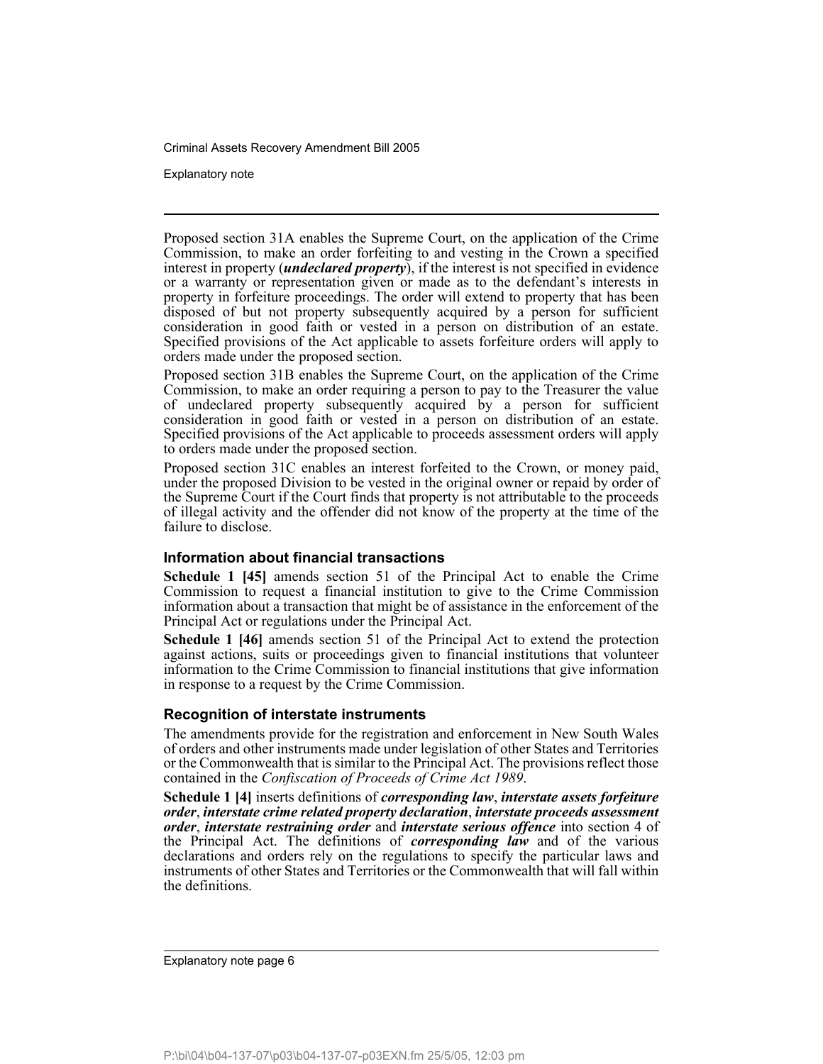Proposed section 31A enables the Supreme Court, on the application of the Crime Commission, to make an order forfeiting to and vesting in the Crown a specified interest in property (***undeclared property***), if the interest is not specified in evidence or a warranty or representation given or made as to the defendant's interests in property in forfeiture proceedings. The order will extend to property that has been disposed of but not property subsequently acquired by a person for sufficient consideration in good faith or vested in a person on distribution of an estate. Specified provisions of the Act applicable to assets forfeiture orders will apply to orders made under the proposed section.

Proposed section 31B enables the Supreme Court, on the application of the Crime Commission, to make an order requiring a person to pay to the Treasurer the value of undeclared property subsequently acquired by a person for sufficient consideration in good faith or vested in a person on distribution of an estate. Specified provisions of the Act applicable to proceeds assessment orders will apply to orders made under the proposed section.

Proposed section 31C enables an interest forfeited to the Crown, or money paid, under the proposed Division to be vested in the original owner or repaid by order of the Supreme Court if the Court finds that property is not attributable to the proceeds of illegal activity and the offender did not know of the property at the time of the failure to disclose.

### Information about financial transactions

**Schedule 1 [45]** amends section 51 of the Principal Act to enable the Crime Commission to request a financial institution to give to the Crime Commission information about a transaction that might be of assistance in the enforcement of the Principal Act or regulations under the Principal Act.

**Schedule 1 [46]** amends section 51 of the Principal Act to extend the protection against actions, suits or proceedings given to financial institutions that volunteer information to the Crime Commission to financial institutions that give information in response to a request by the Crime Commission.

### Recognition of interstate instruments

The amendments provide for the registration and enforcement in New South Wales of orders and other instruments made under legislation of other States and Territories or the Commonwealth that is similar to the Principal Act. The provisions reflect those contained in the *Confiscation of Proceeds of Crime Act 1989*.

**Schedule 1 [4]** inserts definitions of ***corresponding law***, ***interstate assets forfeiture order***, ***interstate crime related property declaration***, ***interstate proceeds assessment order***, ***interstate restraining order*** and ***interstate serious offence*** into section 4 of the Principal Act. The definitions of ***corresponding law*** and of the various declarations and orders rely on the regulations to specify the particular laws and instruments of other States and Territories or the Commonwealth that will fall within the definitions.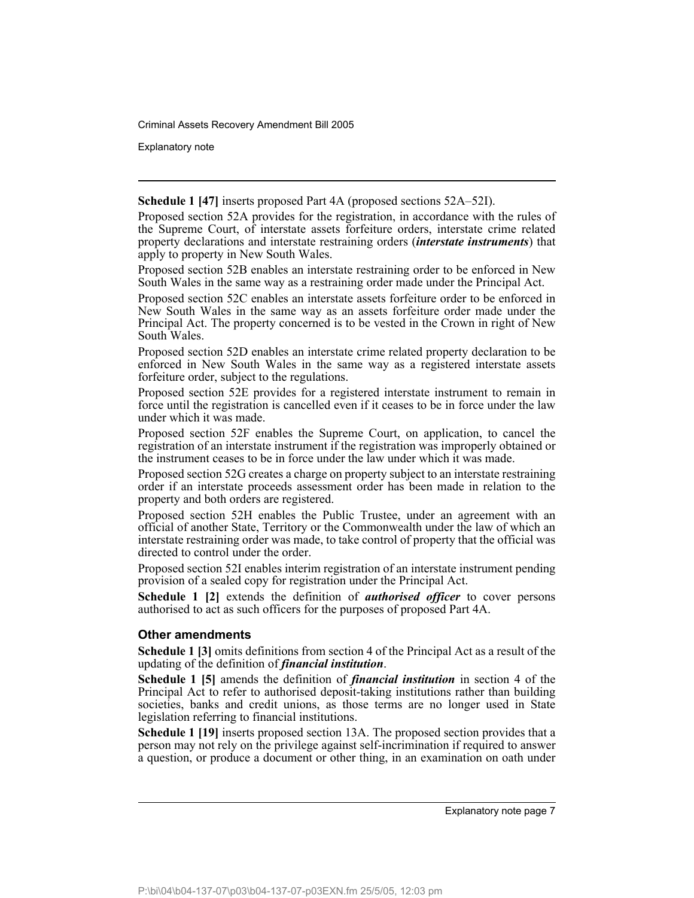**Schedule 1 [47]** inserts proposed Part 4A (proposed sections 52A–52I).

Proposed section 52A provides for the registration, in accordance with the rules of the Supreme Court, of interstate assets forfeiture orders, interstate crime related property declarations and interstate restraining orders (***interstate instruments***) that apply to property in New South Wales.

Proposed section 52B enables an interstate restraining order to be enforced in New South Wales in the same way as a restraining order made under the Principal Act.

Proposed section 52C enables an interstate assets forfeiture order to be enforced in New South Wales in the same way as an assets forfeiture order made under the Principal Act. The property concerned is to be vested in the Crown in right of New South Wales.

Proposed section 52D enables an interstate crime related property declaration to be enforced in New South Wales in the same way as a registered interstate assets forfeiture order, subject to the regulations.

Proposed section 52E provides for a registered interstate instrument to remain in force until the registration is cancelled even if it ceases to be in force under the law under which it was made.

Proposed section 52F enables the Supreme Court, on application, to cancel the registration of an interstate instrument if the registration was improperly obtained or the instrument ceases to be in force under the law under which it was made.

Proposed section 52G creates a charge on property subject to an interstate restraining order if an interstate proceeds assessment order has been made in relation to the property and both orders are registered.

Proposed section 52H enables the Public Trustee, under an agreement with an official of another State, Territory or the Commonwealth under the law of which an interstate restraining order was made, to take control of property that the official was directed to control under the order.

Proposed section 52I enables interim registration of an interstate instrument pending provision of a sealed copy for registration under the Principal Act.

**Schedule 1 [2]** extends the definition of ***authorised officer*** to cover persons authorised to act as such officers for the purposes of proposed Part 4A.

### Other amendments

**Schedule 1 [3]** omits definitions from section 4 of the Principal Act as a result of the updating of the definition of ***financial institution***.

**Schedule 1 [5]** amends the definition of ***financial institution*** in section 4 of the Principal Act to refer to authorised deposit-taking institutions rather than building societies, banks and credit unions, as those terms are no longer used in State legislation referring to financial institutions.

**Schedule 1 [19]** inserts proposed section 13A. The proposed section provides that a person may not rely on the privilege against self-incrimination if required to answer a question, or produce a document or other thing, in an examination on oath under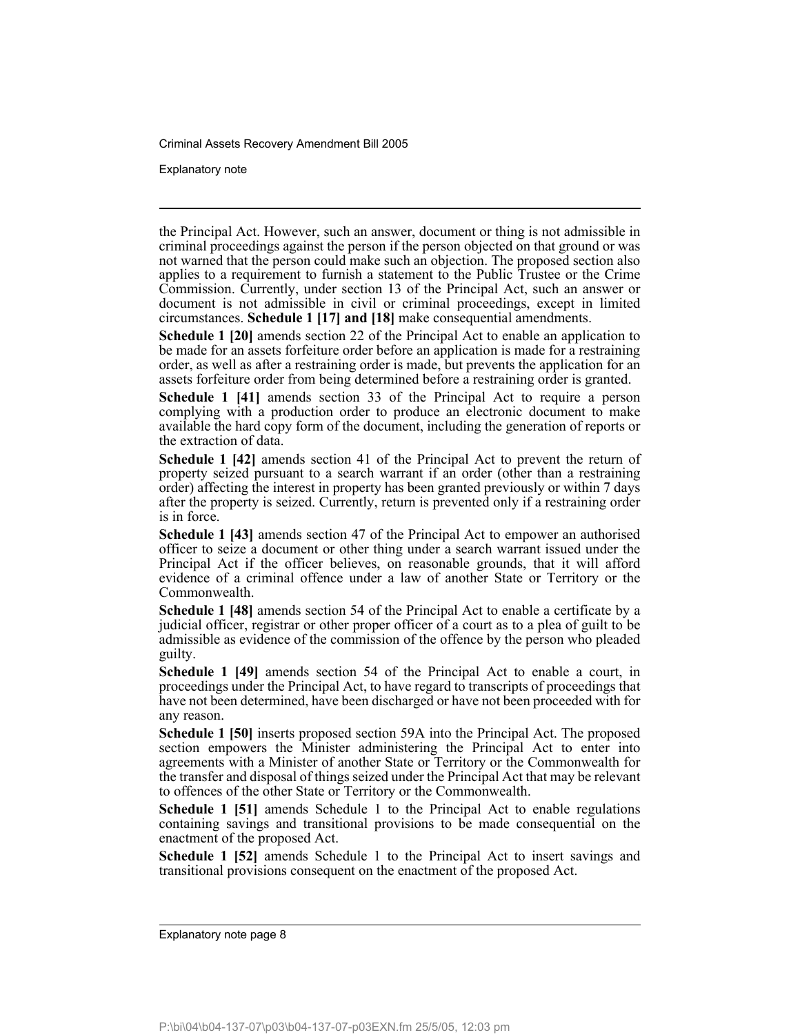the Principal Act. However, such an answer, document or thing is not admissible in criminal proceedings against the person if the person objected on that ground or was not warned that the person could make such an objection. The proposed section also applies to a requirement to furnish a statement to the Public Trustee or the Crime Commission. Currently, under section 13 of the Principal Act, such an answer or document is not admissible in civil or criminal proceedings, except in limited circumstances. **Schedule 1 [17] and [18]** make consequential amendments.

**Schedule 1 [20]** amends section 22 of the Principal Act to enable an application to be made for an assets forfeiture order before an application is made for a restraining order, as well as after a restraining order is made, but prevents the application for an assets forfeiture order from being determined before a restraining order is granted.

**Schedule 1 [41]** amends section 33 of the Principal Act to require a person complying with a production order to produce an electronic document to make available the hard copy form of the document, including the generation of reports or the extraction of data.

**Schedule 1 [42]** amends section 41 of the Principal Act to prevent the return of property seized pursuant to a search warrant if an order (other than a restraining order) affecting the interest in property has been granted previously or within 7 days after the property is seized. Currently, return is prevented only if a restraining order is in force.

**Schedule 1 [43]** amends section 47 of the Principal Act to empower an authorised officer to seize a document or other thing under a search warrant issued under the Principal Act if the officer believes, on reasonable grounds, that it will afford evidence of a criminal offence under a law of another State or Territory or the Commonwealth.

**Schedule 1 [48]** amends section 54 of the Principal Act to enable a certificate by a judicial officer, registrar or other proper officer of a court as to a plea of guilt to be admissible as evidence of the commission of the offence by the person who pleaded guilty.

**Schedule 1 [49]** amends section 54 of the Principal Act to enable a court, in proceedings under the Principal Act, to have regard to transcripts of proceedings that have not been determined, have been discharged or have not been proceeded with for any reason.

**Schedule 1 [50]** inserts proposed section 59A into the Principal Act. The proposed section empowers the Minister administering the Principal Act to enter into agreements with a Minister of another State or Territory or the Commonwealth for the transfer and disposal of things seized under the Principal Act that may be relevant to offences of the other State or Territory or the Commonwealth.

**Schedule 1 [51]** amends Schedule 1 to the Principal Act to enable regulations containing savings and transitional provisions to be made consequential on the enactment of the proposed Act.

**Schedule 1 [52]** amends Schedule 1 to the Principal Act to insert savings and transitional provisions consequent on the enactment of the proposed Act.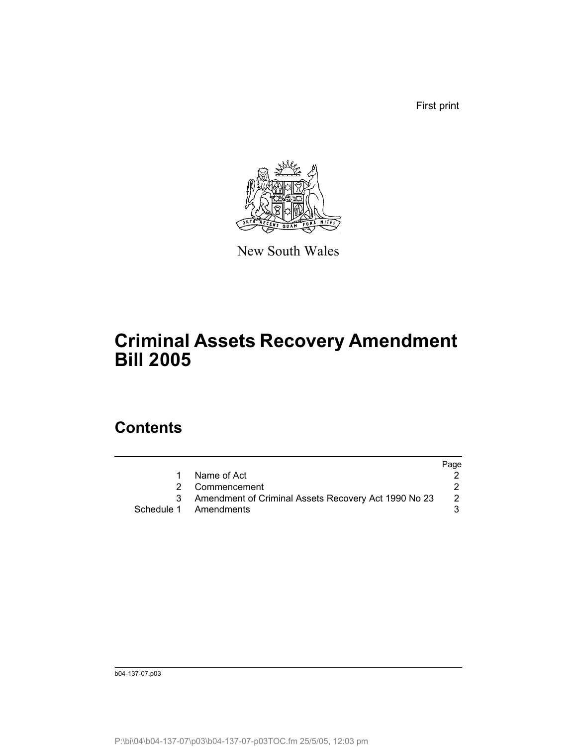First print

New South Wales

# Criminal Assets Recovery Amendment Bill 2005

## Contents

| | | Page |
|---|---|---|
| 1 | Name of Act | 2 |
| 2 | Commencement | 2 |
| 3 | Amendment of Criminal Assets Recovery Act 1990 No 23 | 2 |
| Schedule 1 | Amendments | 3 |

b04-137-07.p03

P:\bi\04\b04-137-07\p03\b04-137-07-p03TOC.fm 25/5/05, 12:03 pm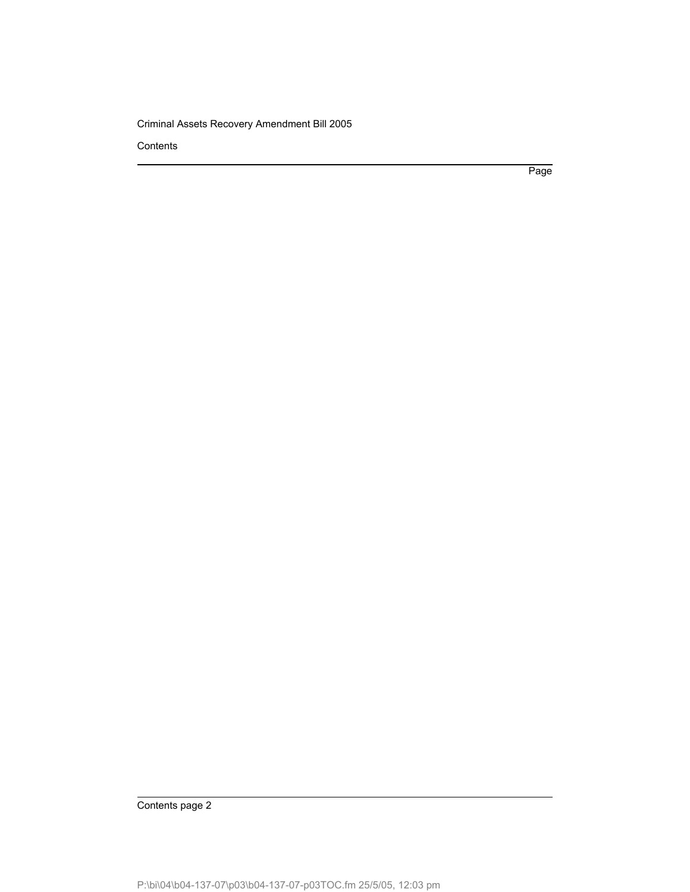Page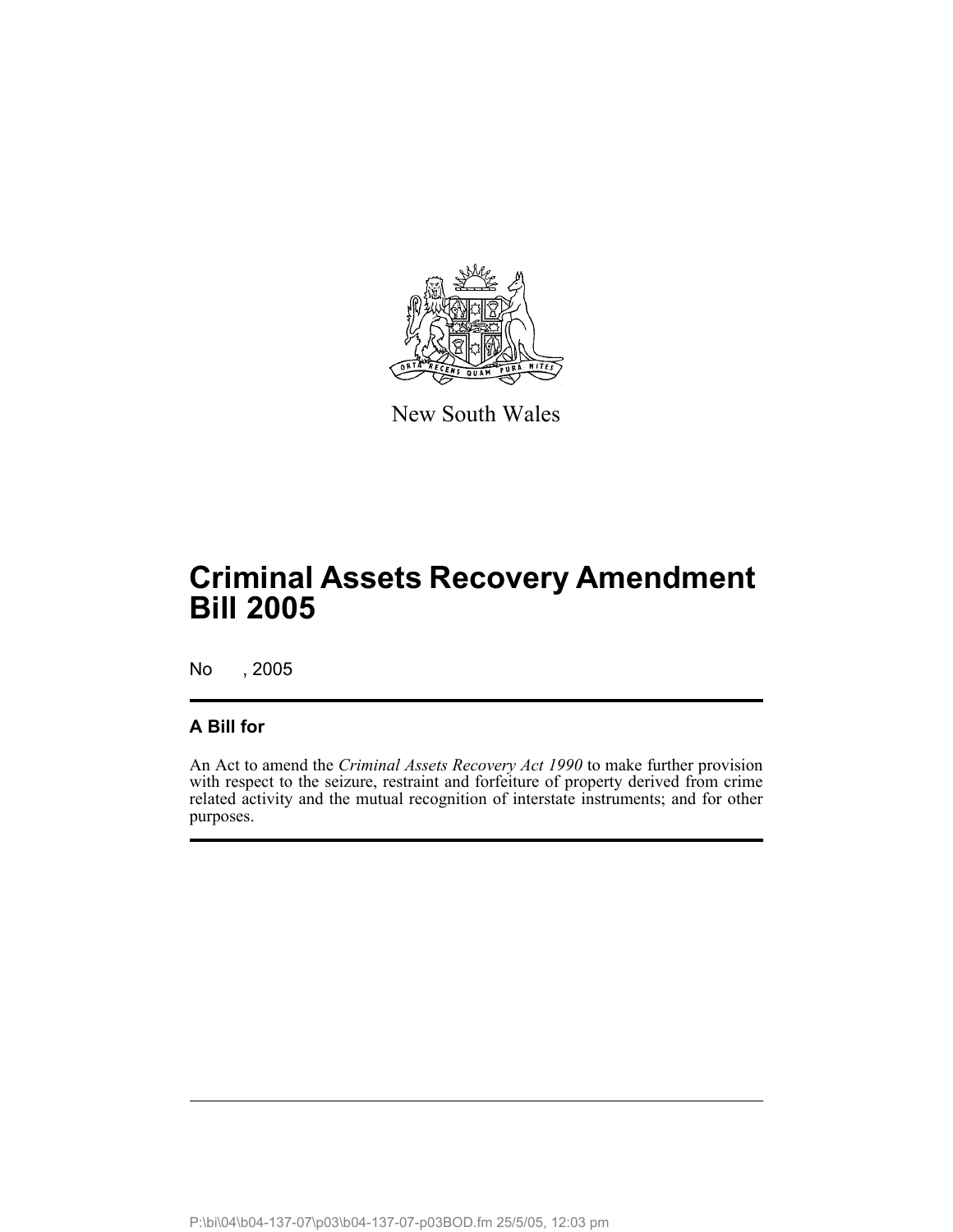New South Wales

# Criminal Assets Recovery Amendment Bill 2005

No , 2005

## A Bill for

An Act to amend the *Criminal Assets Recovery Act 1990* to make further provision with respect to the seizure, restraint and forfeiture of property derived from crime related activity and the mutual recognition of interstate instruments; and for other purposes.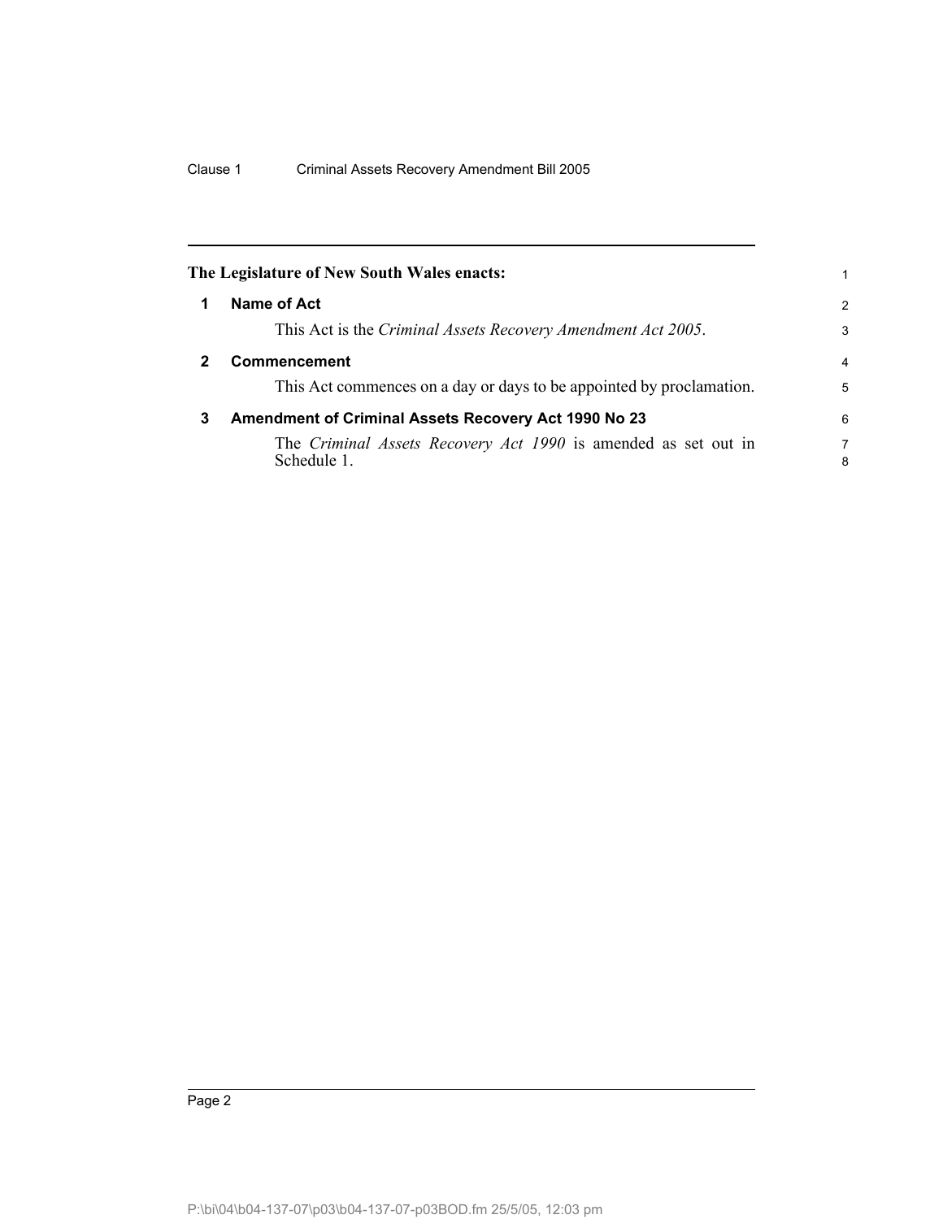**The Legislature of New South Wales enacts:**

## 1 Name of Act

This Act is the *Criminal Assets Recovery Amendment Act 2005*.

## 2 Commencement

This Act commences on a day or days to be appointed by proclamation.

## 3 Amendment of Criminal Assets Recovery Act 1990 No 23

The *Criminal Assets Recovery Act 1990* is amended as set out in Schedule 1.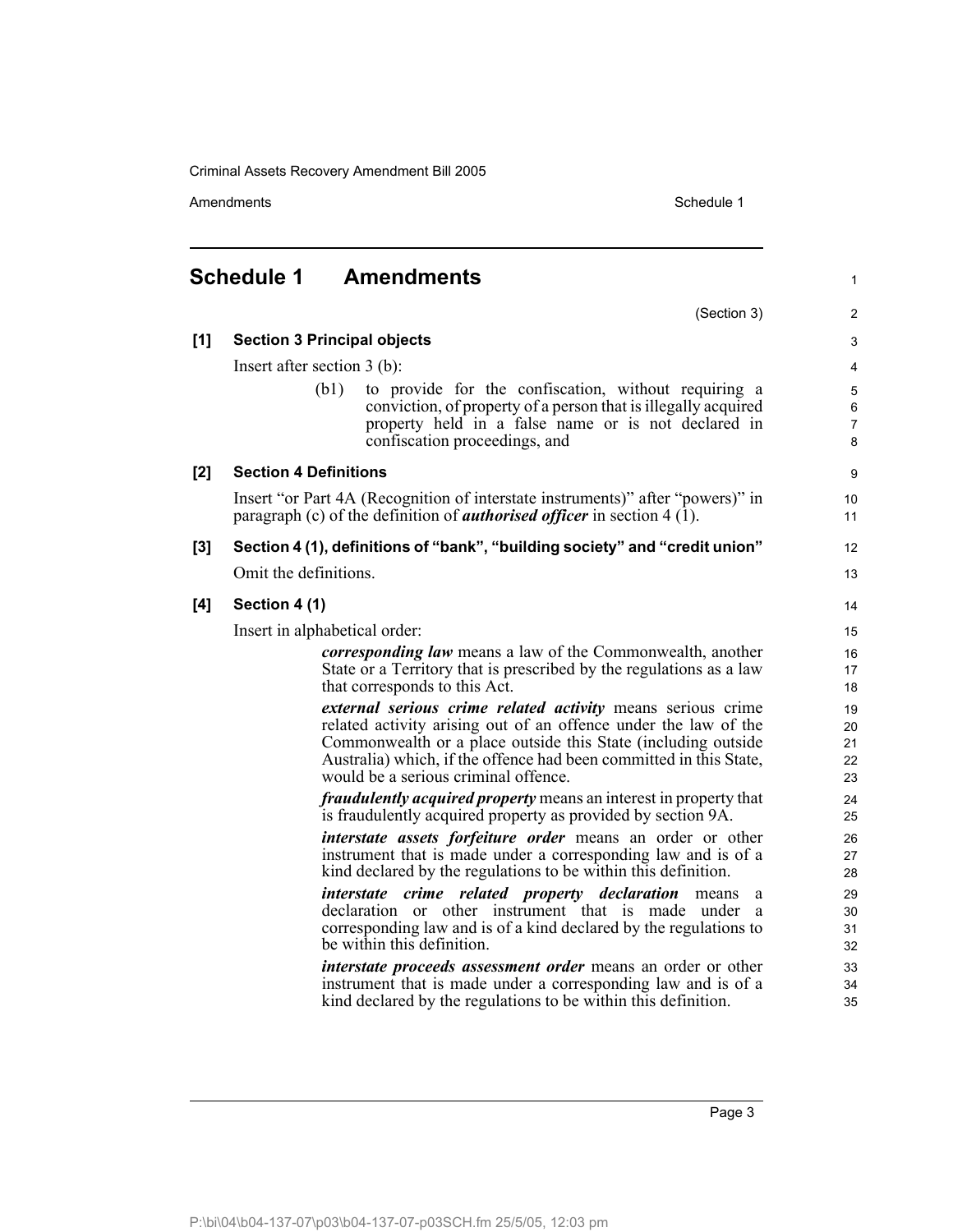## Schedule 1 Amendments

(Section 3)

**[1] Section 3 Principal objects**

Insert after section 3 (b):

> (b1) to provide for the confiscation, without requiring a conviction, of property of a person that is illegally acquired property held in a false name or is not declared in confiscation proceedings, and

**[2] Section 4 Definitions**

Insert "or Part 4A (Recognition of interstate instruments)" after "powers)" in paragraph (c) of the definition of ***authorised officer*** in section 4 (1).

**[3] Section 4 (1), definitions of "bank", "building society" and "credit union"**

Omit the definitions.

**[4] Section 4 (1)**

Insert in alphabetical order:

> ***corresponding law*** means a law of the Commonwealth, another State or a Territory that is prescribed by the regulations as a law that corresponds to this Act.
>
> ***external serious crime related activity*** means serious crime related activity arising out of an offence under the law of the Commonwealth or a place outside this State (including outside Australia) which, if the offence had been committed in this State, would be a serious criminal offence.
>
> ***fraudulently acquired property*** means an interest in property that is fraudulently acquired property as provided by section 9A.
>
> ***interstate assets forfeiture order*** means an order or other instrument that is made under a corresponding law and is of a kind declared by the regulations to be within this definition.
>
> ***interstate crime related property declaration*** means a declaration or other instrument that is made under a corresponding law and is of a kind declared by the regulations to be within this definition.
>
> ***interstate proceeds assessment order*** means an order or other instrument that is made under a corresponding law and is of a kind declared by the regulations to be within this definition.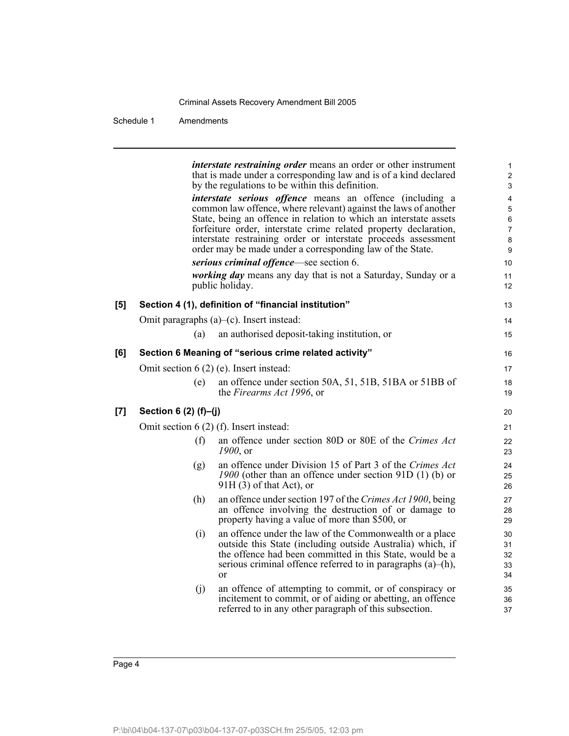***interstate restraining order*** means an order or other instrument that is made under a corresponding law and is of a kind declared by the regulations to be within this definition.

***interstate serious offence*** means an offence (including a common law offence, where relevant) against the laws of another State, being an offence in relation to which an interstate assets forfeiture order, interstate crime related property declaration, interstate restraining order or interstate proceeds assessment order may be made under a corresponding law of the State.

***serious criminal offence***—see section 6.

***working day*** means any day that is not a Saturday, Sunday or a public holiday.

**[5] Section 4 (1), definition of "financial institution"**

Omit paragraphs (a)–(c). Insert instead:

(a) an authorised deposit-taking institution, or

**[6] Section 6 Meaning of "serious crime related activity"**

Omit section 6 (2) (e). Insert instead:

(e) an offence under section 50A, 51, 51B, 51BA or 51BB of the *Firearms Act 1996*, or

**[7] Section 6 (2) (f)–(j)**

Omit section 6 (2) (f). Insert instead:

(f) an offence under section 80D or 80E of the *Crimes Act 1900*, or

(g) an offence under Division 15 of Part 3 of the *Crimes Act 1900* (other than an offence under section 91D (1) (b) or 91H (3) of that Act), or

(h) an offence under section 197 of the *Crimes Act 1900*, being an offence involving the destruction of or damage to property having a value of more than $500, or

(i) an offence under the law of the Commonwealth or a place outside this State (including outside Australia) which, if the offence had been committed in this State, would be a serious criminal offence referred to in paragraphs (a)–(h), or

(j) an offence of attempting to commit, or of conspiracy or incitement to commit, or of aiding or abetting, an offence referred to in any other paragraph of this subsection.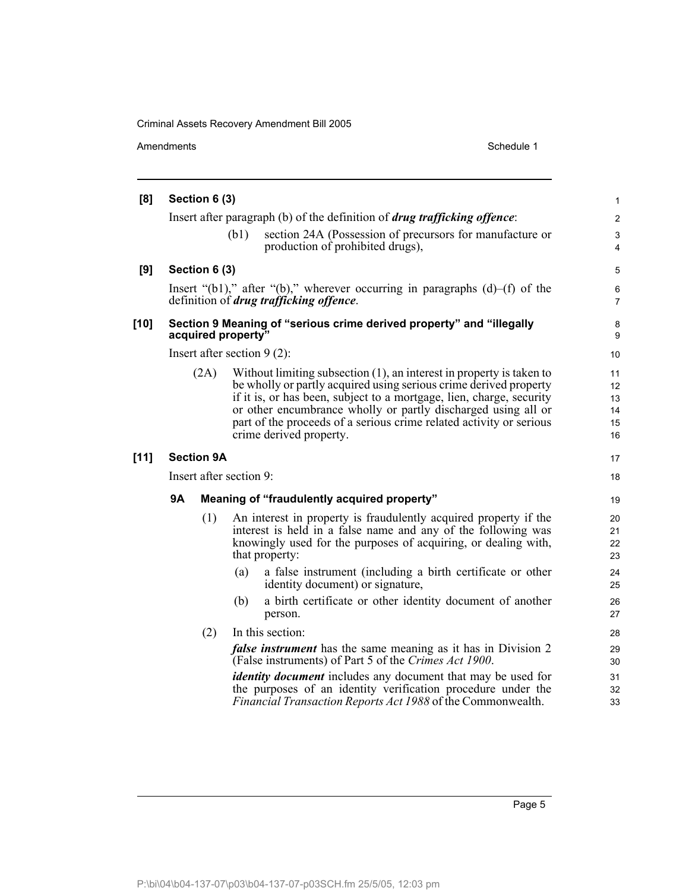**[8] Section 6 (3)**

Insert after paragraph (b) of the definition of ***drug trafficking offence***:

(b1) section 24A (Possession of precursors for manufacture or production of prohibited drugs),

**[9] Section 6 (3)**

Insert "(b1)," after "(b)," wherever occurring in paragraphs (d)–(f) of the definition of ***drug trafficking offence***.

**[10] Section 9 Meaning of "serious crime derived property" and "illegally acquired property"**

Insert after section 9 (2):

(2A) Without limiting subsection (1), an interest in property is taken to be wholly or partly acquired using serious crime derived property if it is, or has been, subject to a mortgage, lien, charge, security or other encumbrance wholly or partly discharged using all or part of the proceeds of a serious crime related activity or serious crime derived property.

**[11] Section 9A**

Insert after section 9:

**9A Meaning of "fraudulently acquired property"**

(1) An interest in property is fraudulently acquired property if the interest is held in a false name and any of the following was knowingly used for the purposes of acquiring, or dealing with, that property:

(a) a false instrument (including a birth certificate or other identity document) or signature,

(b) a birth certificate or other identity document of another person.

(2) In this section:

***false instrument*** has the same meaning as it has in Division 2 (False instruments) of Part 5 of the *Crimes Act 1900*.

***identity document*** includes any document that may be used for the purposes of an identity verification procedure under the *Financial Transaction Reports Act 1988* of the Commonwealth.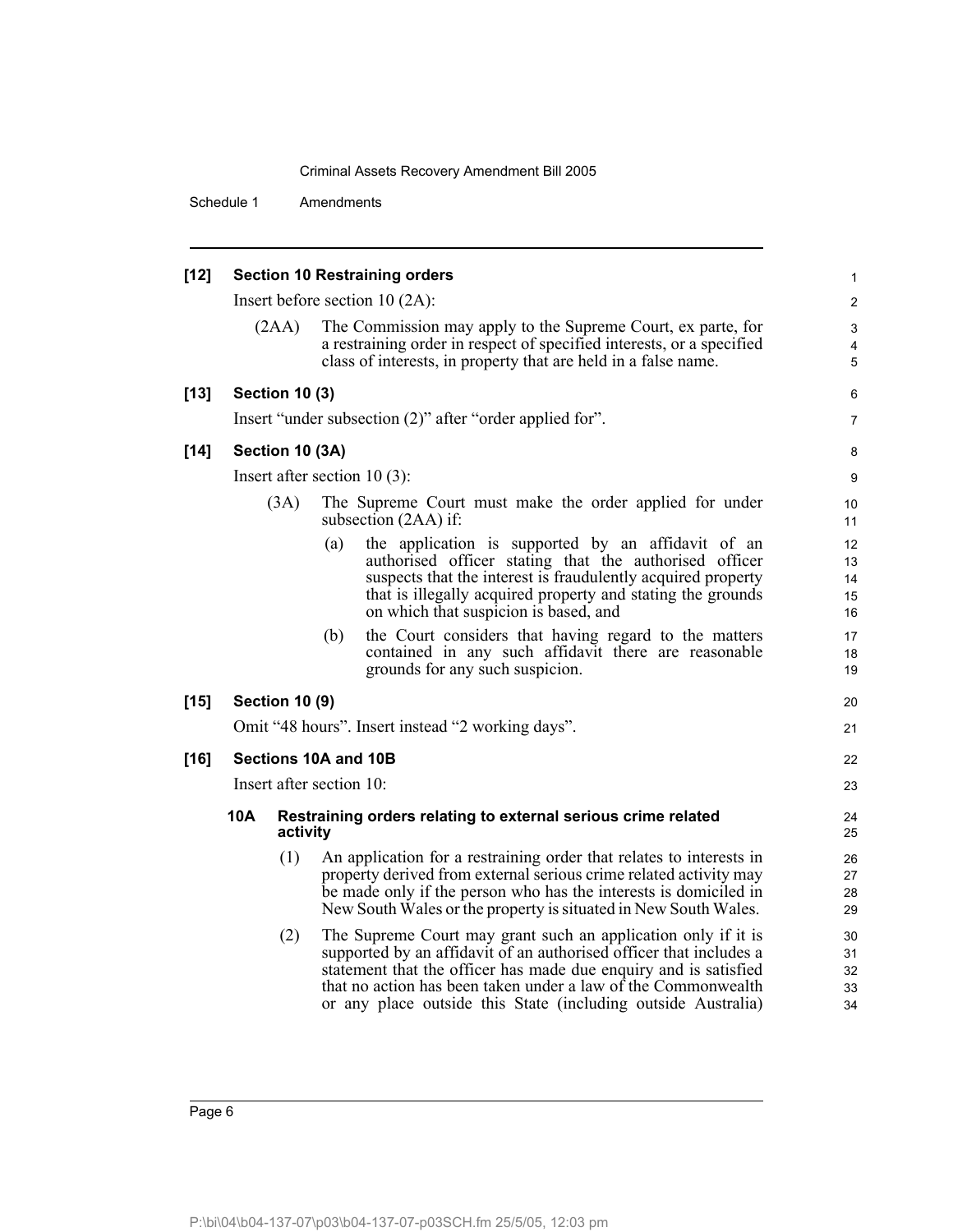**[12] Section 10 Restraining orders**

Insert before section 10 (2A):

(2AA) The Commission may apply to the Supreme Court, ex parte, for a restraining order in respect of specified interests, or a specified class of interests, in property that are held in a false name.

**[13] Section 10 (3)**

Insert "under subsection (2)" after "order applied for".

**[14] Section 10 (3A)**

Insert after section 10 (3):

(3A) The Supreme Court must make the order applied for under subsection (2AA) if:

(a) the application is supported by an affidavit of an authorised officer stating that the authorised officer suspects that the interest is fraudulently acquired property that is illegally acquired property and stating the grounds on which that suspicion is based, and

(b) the Court considers that having regard to the matters contained in any such affidavit there are reasonable grounds for any such suspicion.

**[15] Section 10 (9)**

Omit "48 hours". Insert instead "2 working days".

**[16] Sections 10A and 10B**

Insert after section 10:

**10A Restraining orders relating to external serious crime related activity**

(1) An application for a restraining order that relates to interests in property derived from external serious crime related activity may be made only if the person who has the interests is domiciled in New South Wales or the property is situated in New South Wales.

(2) The Supreme Court may grant such an application only if it is supported by an affidavit of an authorised officer that includes a statement that the officer has made due enquiry and is satisfied that no action has been taken under a law of the Commonwealth or any place outside this State (including outside Australia)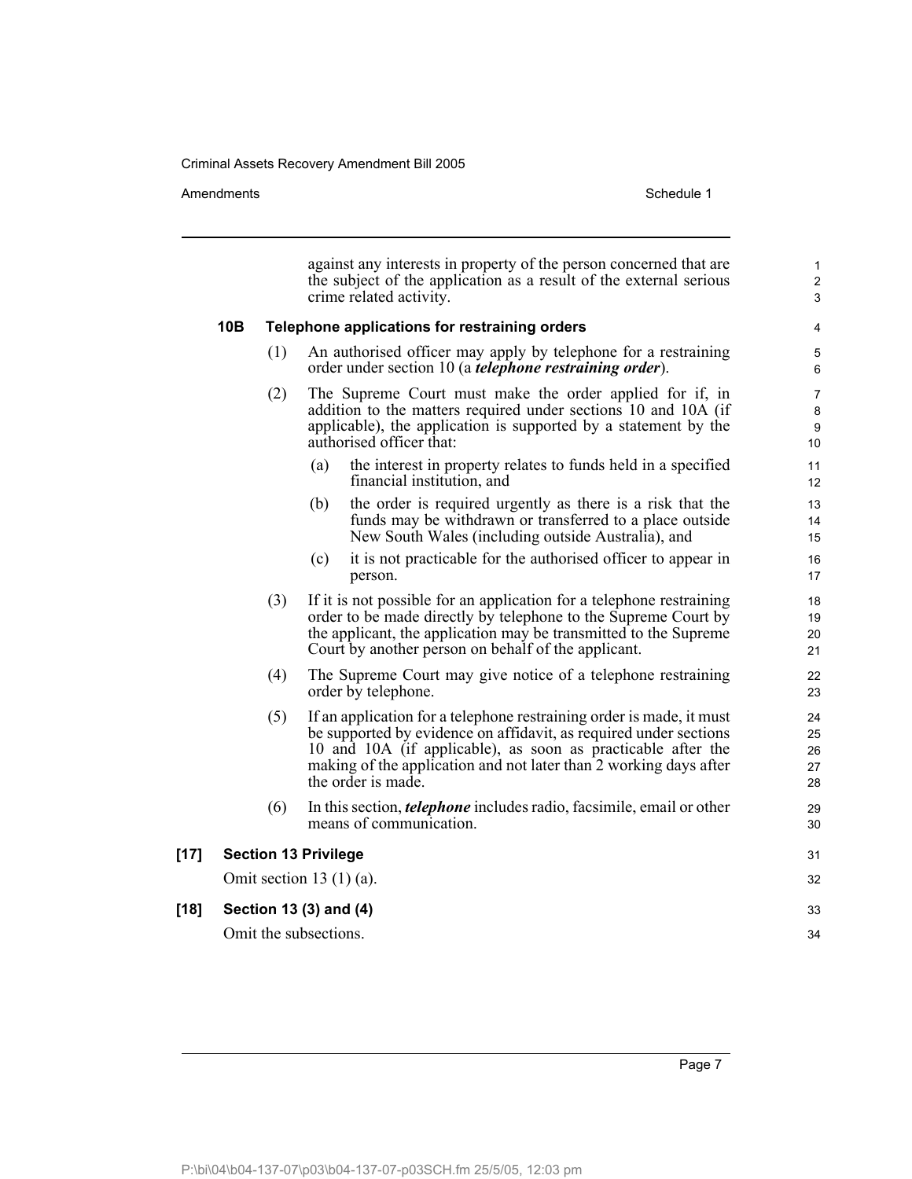against any interests in property of the person concerned that are the subject of the application as a result of the external serious crime related activity.

### 10B Telephone applications for restraining orders

(1) An authorised officer may apply by telephone for a restraining order under section 10 (a ***telephone restraining order***).

(2) The Supreme Court must make the order applied for if, in addition to the matters required under sections 10 and 10A (if applicable), the application is supported by a statement by the authorised officer that:

- (a) the interest in property relates to funds held in a specified financial institution, and
- (b) the order is required urgently as there is a risk that the funds may be withdrawn or transferred to a place outside New South Wales (including outside Australia), and
- (c) it is not practicable for the authorised officer to appear in person.

(3) If it is not possible for an application for a telephone restraining order to be made directly by telephone to the Supreme Court by the applicant, the application may be transmitted to the Supreme Court by another person on behalf of the applicant.

(4) The Supreme Court may give notice of a telephone restraining order by telephone.

(5) If an application for a telephone restraining order is made, it must be supported by evidence on affidavit, as required under sections 10 and 10A (if applicable), as soon as practicable after the making of the application and not later than 2 working days after the order is made.

(6) In this section, ***telephone*** includes radio, facsimile, email or other means of communication.

## [17] Section 13 Privilege

Omit section 13 (1) (a).

## [18] Section 13 (3) and (4)

Omit the subsections.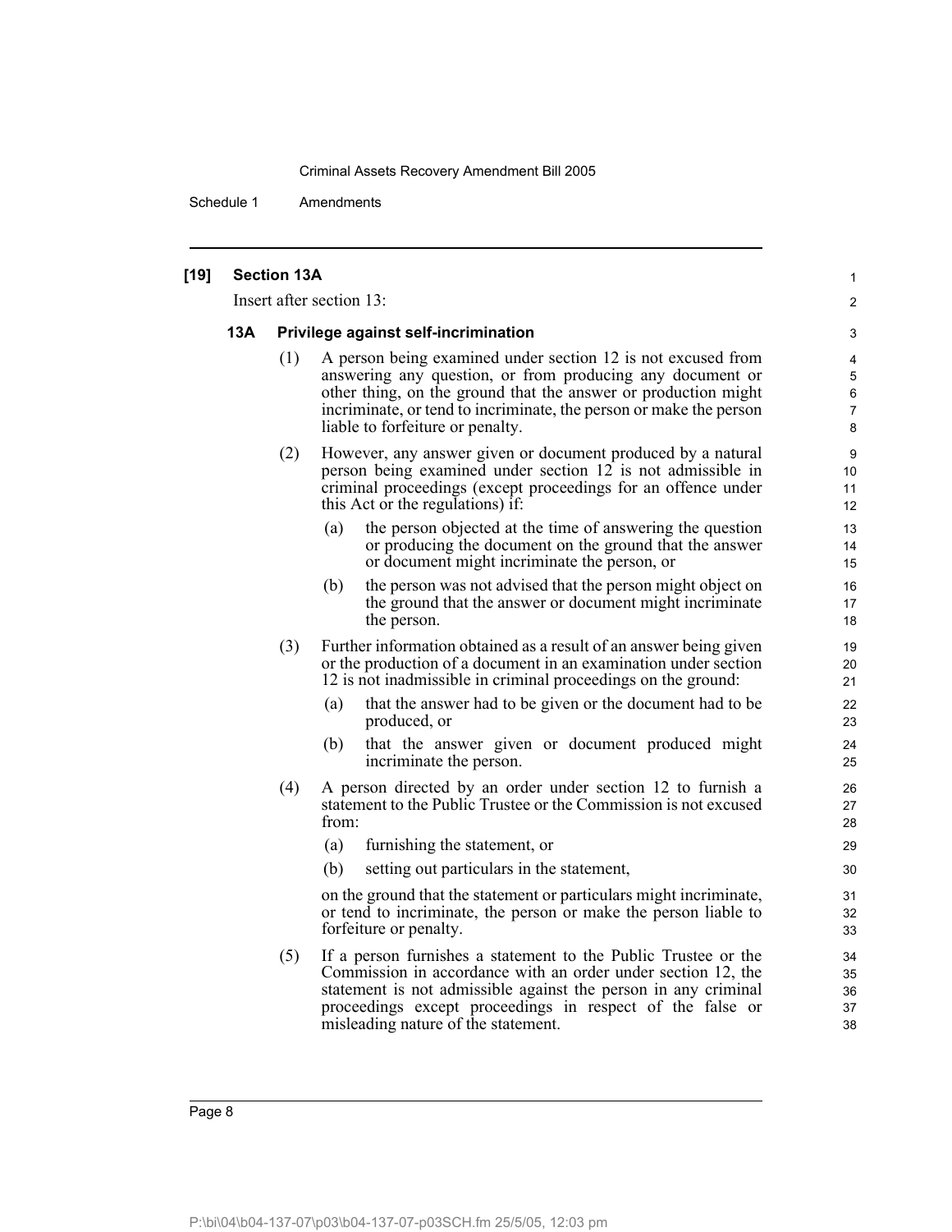## [19] Section 13A

Insert after section 13:

### 13A Privilege against self-incrimination

(1) A person being examined under section 12 is not excused from answering any question, or from producing any document or other thing, on the ground that the answer or production might incriminate, or tend to incriminate, the person or make the person liable to forfeiture or penalty.

(2) However, any answer given or document produced by a natural person being examined under section 12 is not admissible in criminal proceedings (except proceedings for an offence under this Act or the regulations) if:

- (a) the person objected at the time of answering the question or producing the document on the ground that the answer or document might incriminate the person, or
- (b) the person was not advised that the person might object on the ground that the answer or document might incriminate the person.

(3) Further information obtained as a result of an answer being given or the production of a document in an examination under section 12 is not inadmissible in criminal proceedings on the ground:

- (a) that the answer had to be given or the document had to be produced, or
- (b) that the answer given or document produced might incriminate the person.

(4) A person directed by an order under section 12 to furnish a statement to the Public Trustee or the Commission is not excused from:

- (a) furnishing the statement, or
- (b) setting out particulars in the statement,

on the ground that the statement or particulars might incriminate, or tend to incriminate, the person or make the person liable to forfeiture or penalty.

(5) If a person furnishes a statement to the Public Trustee or the Commission in accordance with an order under section 12, the statement is not admissible against the person in any criminal proceedings except proceedings in respect of the false or misleading nature of the statement.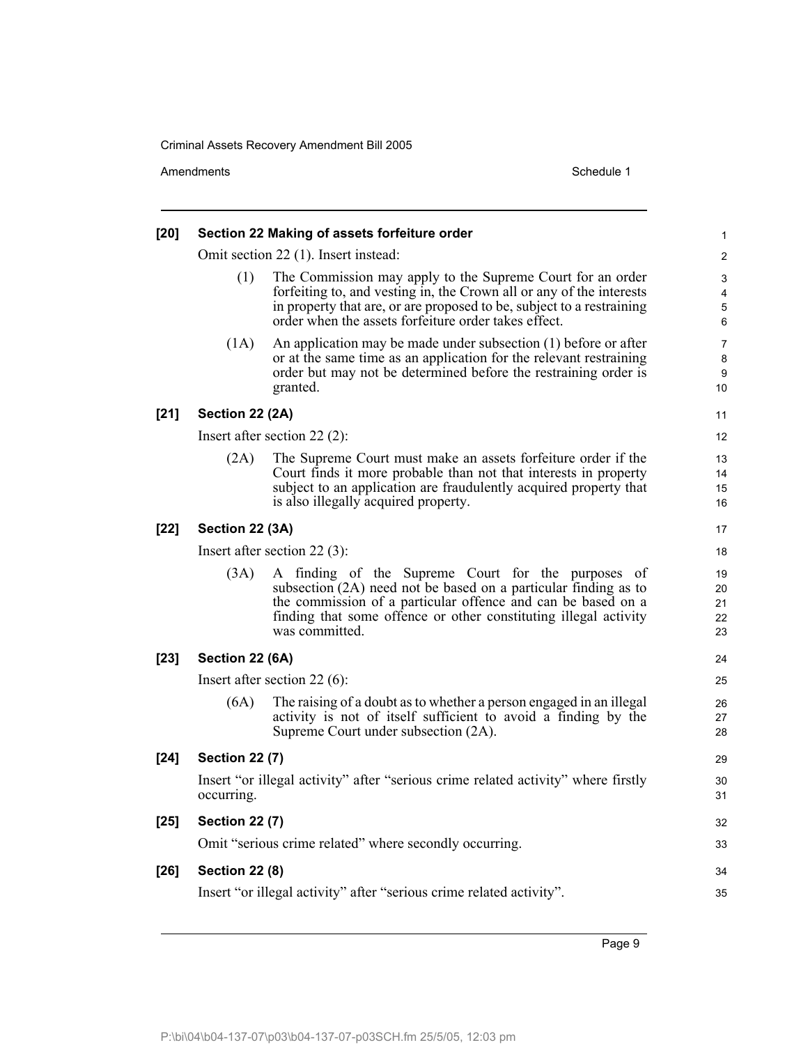**[20] Section 22 Making of assets forfeiture order**

Omit section 22 (1). Insert instead:

(1) The Commission may apply to the Supreme Court for an order forfeiting to, and vesting in, the Crown all or any of the interests in property that are, or are proposed to be, subject to a restraining order when the assets forfeiture order takes effect.

(1A) An application may be made under subsection (1) before or after or at the same time as an application for the relevant restraining order but may not be determined before the restraining order is granted.

**[21] Section 22 (2A)**

Insert after section 22 (2):

(2A) The Supreme Court must make an assets forfeiture order if the Court finds it more probable than not that interests in property subject to an application are fraudulently acquired property that is also illegally acquired property.

**[22] Section 22 (3A)**

Insert after section 22 (3):

(3A) A finding of the Supreme Court for the purposes of subsection (2A) need not be based on a particular finding as to the commission of a particular offence and can be based on a finding that some offence or other constituting illegal activity was committed.

**[23] Section 22 (6A)**

Insert after section 22 (6):

(6A) The raising of a doubt as to whether a person engaged in an illegal activity is not of itself sufficient to avoid a finding by the Supreme Court under subsection (2A).

**[24] Section 22 (7)**

Insert "or illegal activity" after "serious crime related activity" where firstly occurring.

**[25] Section 22 (7)**

Omit "serious crime related" where secondly occurring.

**[26] Section 22 (8)**

Insert "or illegal activity" after "serious crime related activity".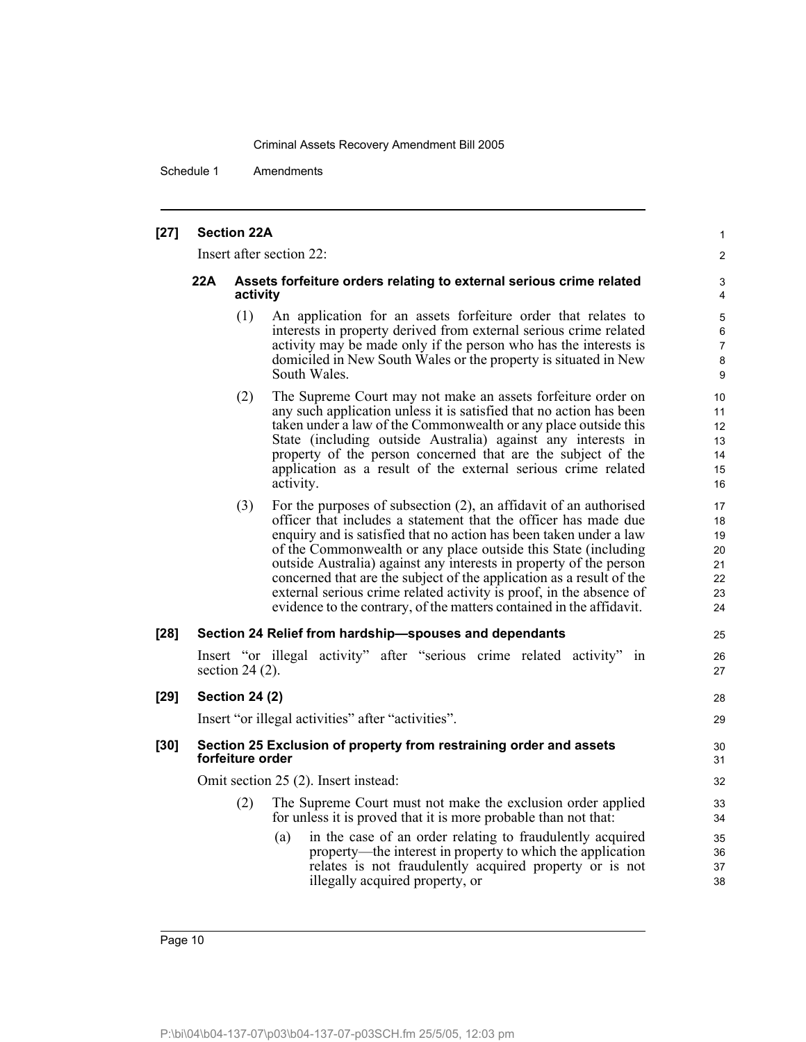**[27] Section 22A**

Insert after section 22:

**22A Assets forfeiture orders relating to external serious crime related activity**

(1) An application for an assets forfeiture order that relates to interests in property derived from external serious crime related activity may be made only if the person who has the interests is domiciled in New South Wales or the property is situated in New South Wales.

(2) The Supreme Court may not make an assets forfeiture order on any such application unless it is satisfied that no action has been taken under a law of the Commonwealth or any place outside this State (including outside Australia) against any interests in property of the person concerned that are the subject of the application as a result of the external serious crime related activity.

(3) For the purposes of subsection (2), an affidavit of an authorised officer that includes a statement that the officer has made due enquiry and is satisfied that no action has been taken under a law of the Commonwealth or any place outside this State (including outside Australia) against any interests in property of the person concerned that are the subject of the application as a result of the external serious crime related activity is proof, in the absence of evidence to the contrary, of the matters contained in the affidavit.

**[28] Section 24 Relief from hardship—spouses and dependants**

Insert "or illegal activity" after "serious crime related activity" in section 24 (2).

**[29] Section 24 (2)**

Insert "or illegal activities" after "activities".

**[30] Section 25 Exclusion of property from restraining order and assets forfeiture order**

Omit section 25 (2). Insert instead:

(2) The Supreme Court must not make the exclusion order applied for unless it is proved that it is more probable than not that:

(a) in the case of an order relating to fraudulently acquired property—the interest in property to which the application relates is not fraudulently acquired property or is not illegally acquired property, or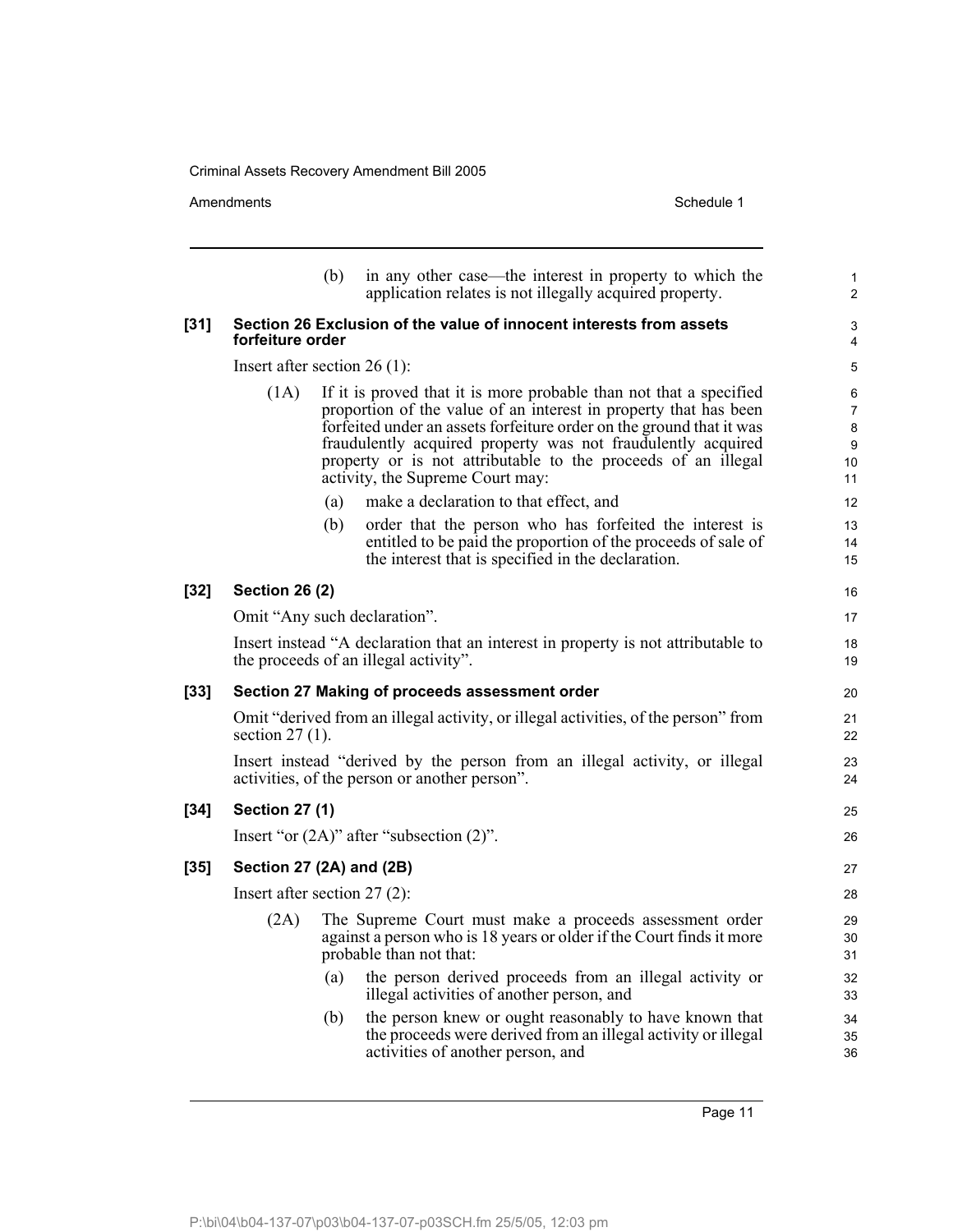(b) in any other case—the interest in property to which the application relates is not illegally acquired property.

**[31] Section 26 Exclusion of the value of innocent interests from assets forfeiture order**

Insert after section 26 (1):

(1A) If it is proved that it is more probable than not that a specified proportion of the value of an interest in property that has been forfeited under an assets forfeiture order on the ground that it was fraudulently acquired property was not fraudulently acquired property or is not attributable to the proceeds of an illegal activity, the Supreme Court may:

(a) make a declaration to that effect, and

(b) order that the person who has forfeited the interest is entitled to be paid the proportion of the proceeds of sale of the interest that is specified in the declaration.

**[32] Section 26 (2)**

Omit "Any such declaration".

Insert instead "A declaration that an interest in property is not attributable to the proceeds of an illegal activity".

**[33] Section 27 Making of proceeds assessment order**

Omit "derived from an illegal activity, or illegal activities, of the person" from section 27 (1).

Insert instead "derived by the person from an illegal activity, or illegal activities, of the person or another person".

**[34] Section 27 (1)**

Insert "or (2A)" after "subsection (2)".

**[35] Section 27 (2A) and (2B)**

Insert after section 27 (2):

(2A) The Supreme Court must make a proceeds assessment order against a person who is 18 years or older if the Court finds it more probable than not that:

(a) the person derived proceeds from an illegal activity or illegal activities of another person, and

(b) the person knew or ought reasonably to have known that the proceeds were derived from an illegal activity or illegal activities of another person, and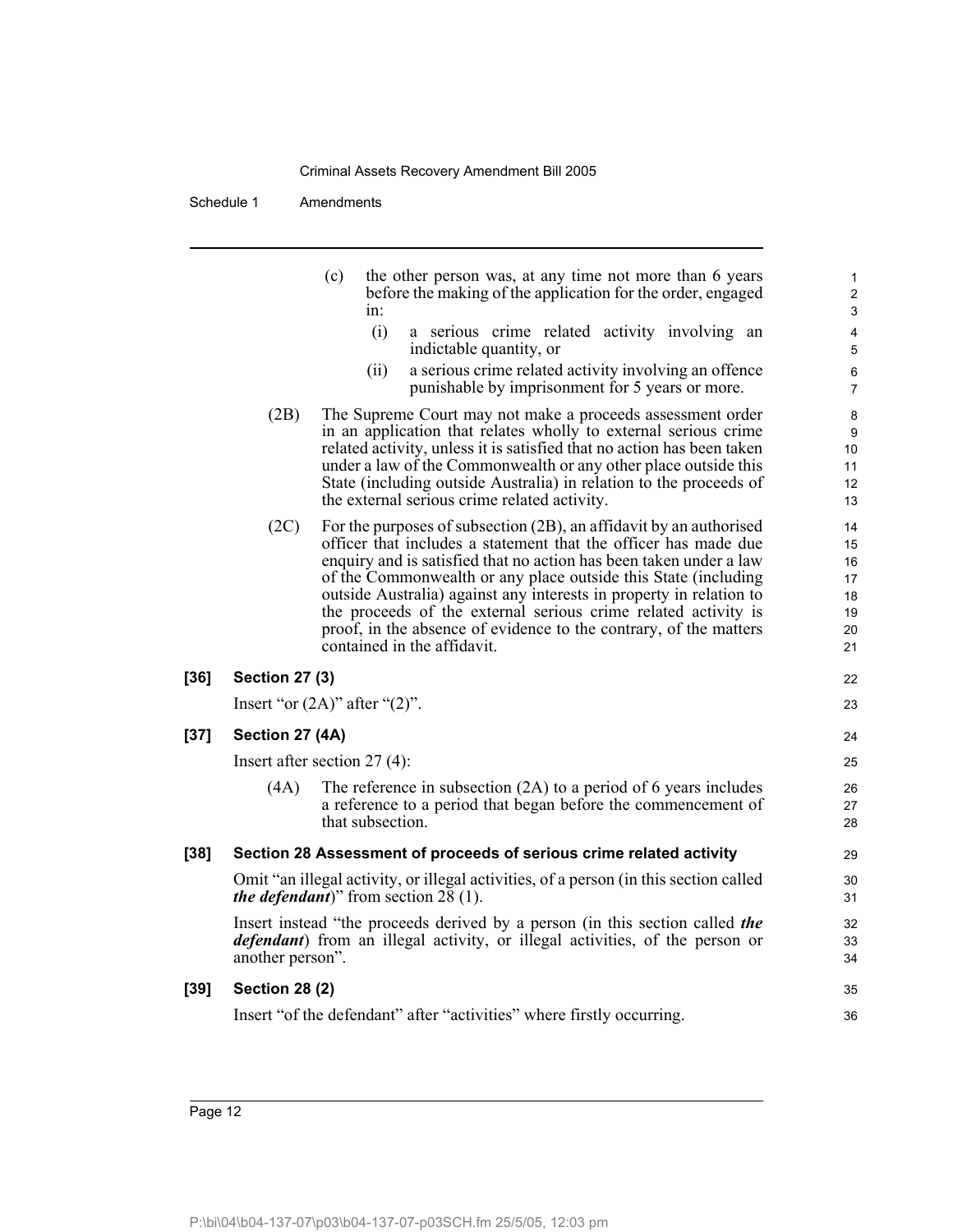(c) the other person was, at any time not more than 6 years before the making of the application for the order, engaged in:

(i) a serious crime related activity involving an indictable quantity, or

(ii) a serious crime related activity involving an offence punishable by imprisonment for 5 years or more.

(2B) The Supreme Court may not make a proceeds assessment order in an application that relates wholly to external serious crime related activity, unless it is satisfied that no action has been taken under a law of the Commonwealth or any other place outside this State (including outside Australia) in relation to the proceeds of the external serious crime related activity.

(2C) For the purposes of subsection (2B), an affidavit by an authorised officer that includes a statement that the officer has made due enquiry and is satisfied that no action has been taken under a law of the Commonwealth or any place outside this State (including outside Australia) against any interests in property in relation to the proceeds of the external serious crime related activity is proof, in the absence of evidence to the contrary, of the matters contained in the affidavit.

**[36] Section 27 (3)**

Insert "or (2A)" after "(2)".

**[37] Section 27 (4A)**

Insert after section 27 (4):

(4A) The reference in subsection (2A) to a period of 6 years includes a reference to a period that began before the commencement of that subsection.

**[38] Section 28 Assessment of proceeds of serious crime related activity**

Omit "an illegal activity, or illegal activities, of a person (in this section called ***the defendant***)" from section 28 (1).

Insert instead "the proceeds derived by a person (in this section called ***the defendant***) from an illegal activity, or illegal activities, of the person or another person".

**[39] Section 28 (2)**

Insert "of the defendant" after "activities" where firstly occurring.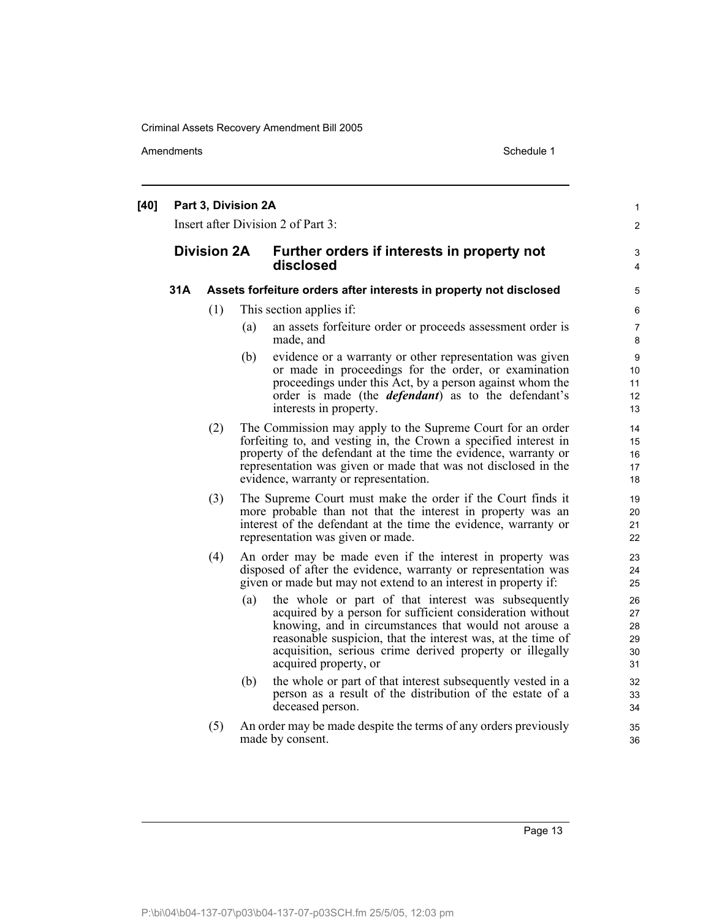**[40] Part 3, Division 2A**

Insert after Division 2 of Part 3:

## Division 2A Further orders if interests in property not disclosed

### 31A Assets forfeiture orders after interests in property not disclosed

(1) This section applies if:

(a) an assets forfeiture order or proceeds assessment order is made, and

(b) evidence or a warranty or other representation was given or made in proceedings for the order, or examination proceedings under this Act, by a person against whom the order is made (the ***defendant***) as to the defendant's interests in property.

(2) The Commission may apply to the Supreme Court for an order forfeiting to, and vesting in, the Crown a specified interest in property of the defendant at the time the evidence, warranty or representation was given or made that was not disclosed in the evidence, warranty or representation.

(3) The Supreme Court must make the order if the Court finds it more probable than not that the interest in property was an interest of the defendant at the time the evidence, warranty or representation was given or made.

(4) An order may be made even if the interest in property was disposed of after the evidence, warranty or representation was given or made but may not extend to an interest in property if:

(a) the whole or part of that interest was subsequently acquired by a person for sufficient consideration without knowing, and in circumstances that would not arouse a reasonable suspicion, that the interest was, at the time of acquisition, serious crime derived property or illegally acquired property, or

(b) the whole or part of that interest subsequently vested in a person as a result of the distribution of the estate of a deceased person.

(5) An order may be made despite the terms of any orders previously made by consent.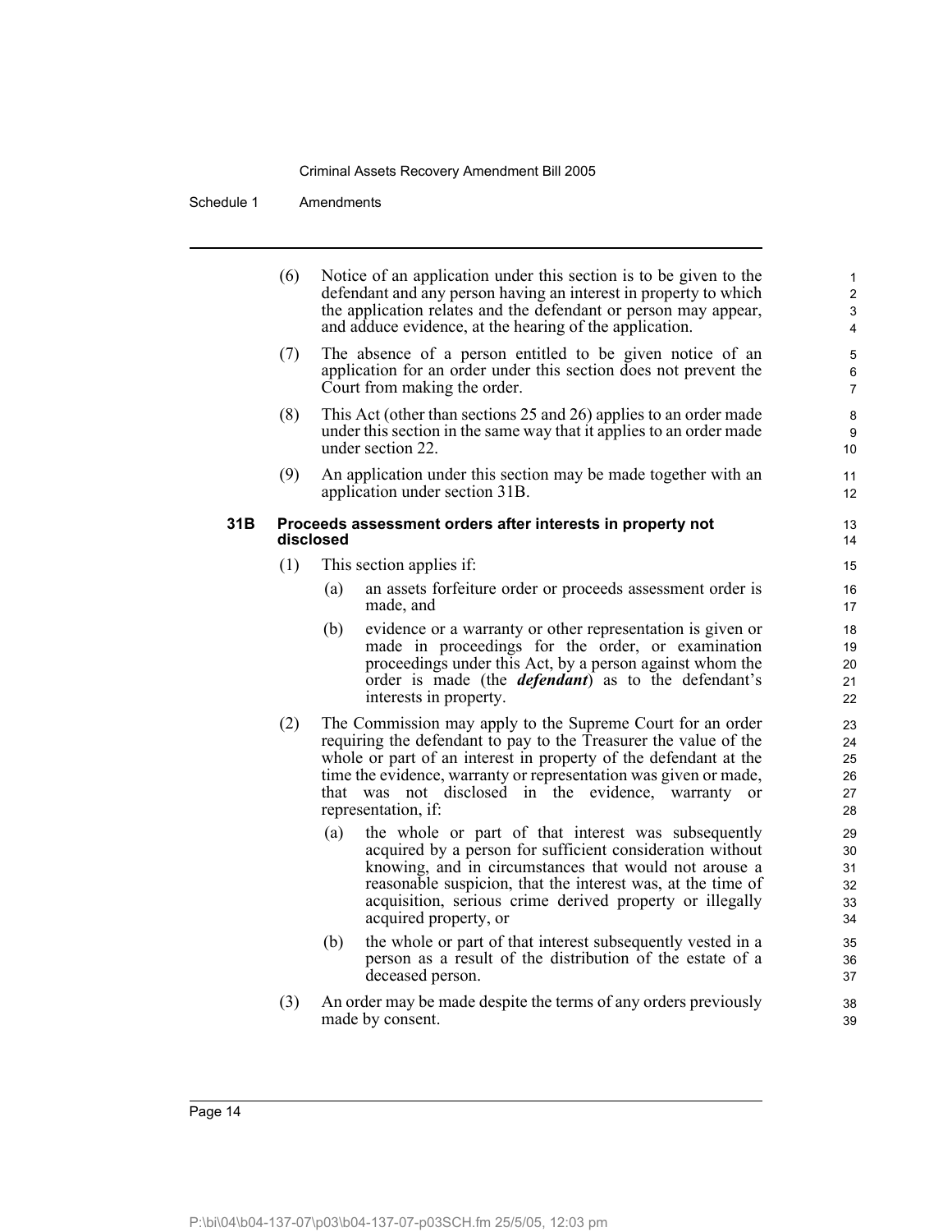(6) Notice of an application under this section is to be given to the defendant and any person having an interest in property to which the application relates and the defendant or person may appear, and adduce evidence, at the hearing of the application.

(7) The absence of a person entitled to be given notice of an application for an order under this section does not prevent the Court from making the order.

(8) This Act (other than sections 25 and 26) applies to an order made under this section in the same way that it applies to an order made under section 22.

(9) An application under this section may be made together with an application under section 31B.

### 31B Proceeds assessment orders after interests in property not disclosed

(1) This section applies if:

- (a) an assets forfeiture order or proceeds assessment order is made, and
- (b) evidence or a warranty or other representation is given or made in proceedings for the order, or examination proceedings under this Act, by a person against whom the order is made (the ***defendant***) as to the defendant's interests in property.

(2) The Commission may apply to the Supreme Court for an order requiring the defendant to pay to the Treasurer the value of the whole or part of an interest in property of the defendant at the time the evidence, warranty or representation was given or made, that was not disclosed in the evidence, warranty or representation, if:

- (a) the whole or part of that interest was subsequently acquired by a person for sufficient consideration without knowing, and in circumstances that would not arouse a reasonable suspicion, that the interest was, at the time of acquisition, serious crime derived property or illegally acquired property, or
- (b) the whole or part of that interest subsequently vested in a person as a result of the distribution of the estate of a deceased person.

(3) An order may be made despite the terms of any orders previously made by consent.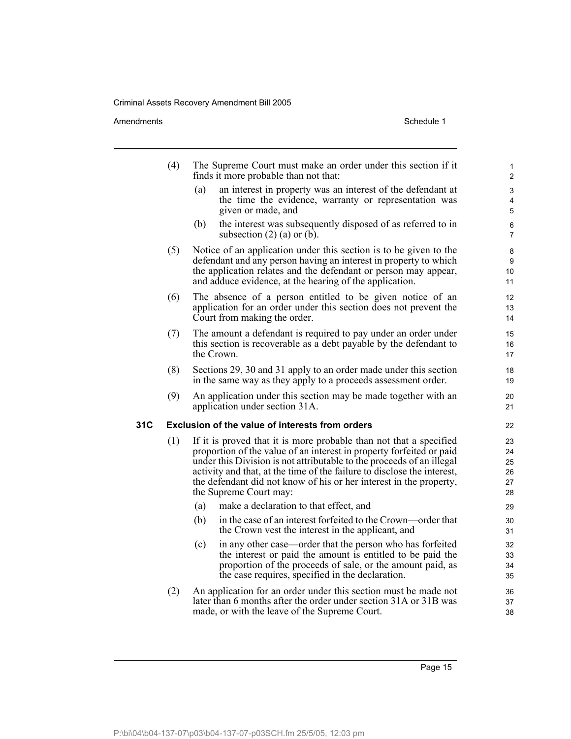(4) The Supreme Court must make an order under this section if it finds it more probable than not that:

(a) an interest in property was an interest of the defendant at the time the evidence, warranty or representation was given or made, and

(b) the interest was subsequently disposed of as referred to in subsection (2) (a) or (b).

(5) Notice of an application under this section is to be given to the defendant and any person having an interest in property to which the application relates and the defendant or person may appear, and adduce evidence, at the hearing of the application.

(6) The absence of a person entitled to be given notice of an application for an order under this section does not prevent the Court from making the order.

(7) The amount a defendant is required to pay under an order under this section is recoverable as a debt payable by the defendant to the Crown.

(8) Sections 29, 30 and 31 apply to an order made under this section in the same way as they apply to a proceeds assessment order.

(9) An application under this section may be made together with an application under section 31A.

### 31C Exclusion of the value of interests from orders

(1) If it is proved that it is more probable than not that a specified proportion of the value of an interest in property forfeited or paid under this Division is not attributable to the proceeds of an illegal activity and that, at the time of the failure to disclose the interest, the defendant did not know of his or her interest in the property, the Supreme Court may:

(a) make a declaration to that effect, and

(b) in the case of an interest forfeited to the Crown—order that the Crown vest the interest in the applicant, and

(c) in any other case—order that the person who has forfeited the interest or paid the amount is entitled to be paid the proportion of the proceeds of sale, or the amount paid, as the case requires, specified in the declaration.

(2) An application for an order under this section must be made not later than 6 months after the order under section 31A or 31B was made, or with the leave of the Supreme Court.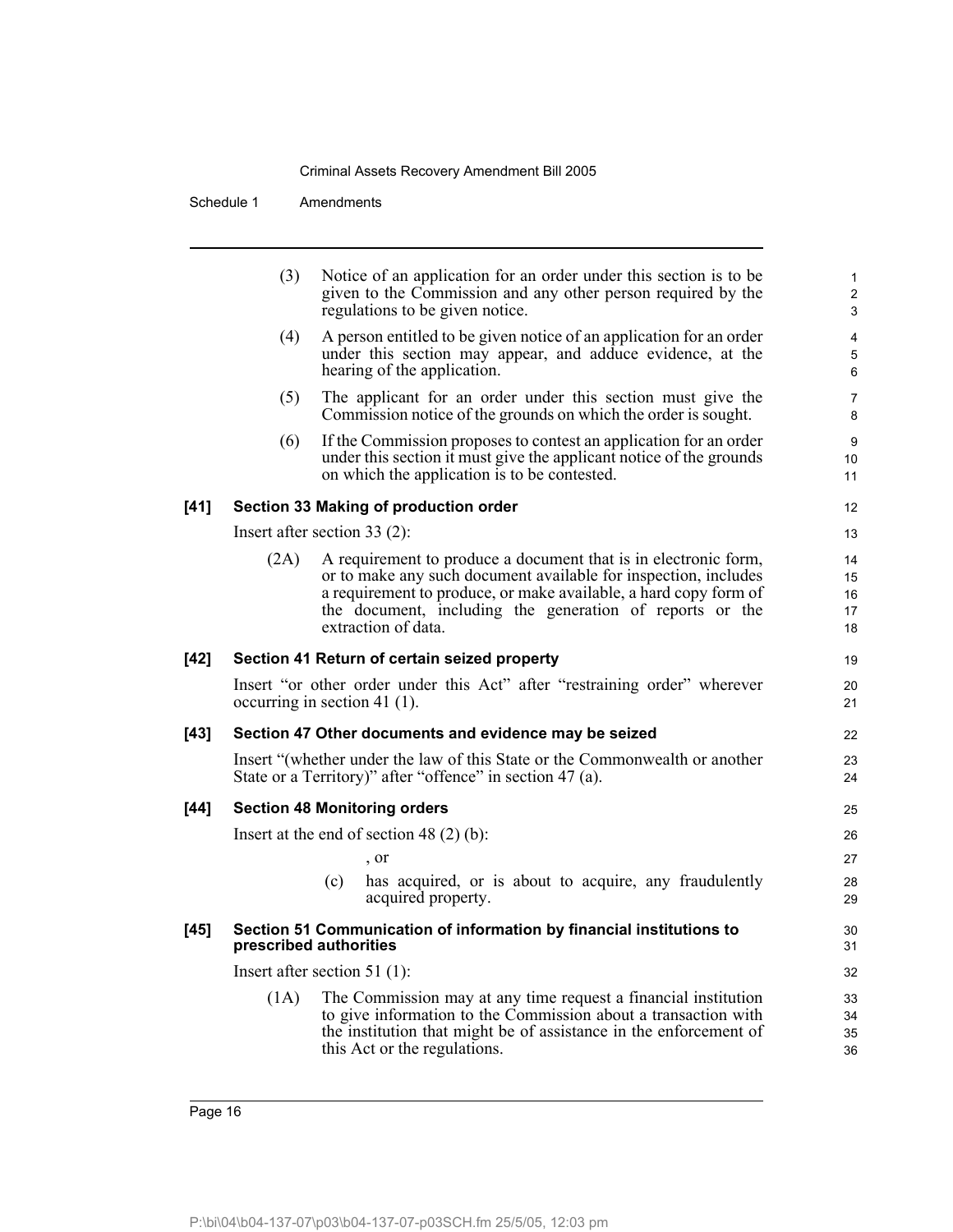(3) Notice of an application for an order under this section is to be given to the Commission and any other person required by the regulations to be given notice.

(4) A person entitled to be given notice of an application for an order under this section may appear, and adduce evidence, at the hearing of the application.

(5) The applicant for an order under this section must give the Commission notice of the grounds on which the order is sought.

(6) If the Commission proposes to contest an application for an order under this section it must give the applicant notice of the grounds on which the application is to be contested.

**[41] Section 33 Making of production order**

Insert after section 33 (2):

(2A) A requirement to produce a document that is in electronic form, or to make any such document available for inspection, includes a requirement to produce, or make available, a hard copy form of the document, including the generation of reports or the extraction of data.

**[42] Section 41 Return of certain seized property**

Insert "or other order under this Act" after "restraining order" wherever occurring in section 41 (1).

**[43] Section 47 Other documents and evidence may be seized**

Insert "(whether under the law of this State or the Commonwealth or another State or a Territory)" after "offence" in section 47 (a).

**[44] Section 48 Monitoring orders**

Insert at the end of section 48 (2) (b):

, or

(c) has acquired, or is about to acquire, any fraudulently acquired property.

**[45] Section 51 Communication of information by financial institutions to prescribed authorities**

Insert after section 51 (1):

(1A) The Commission may at any time request a financial institution to give information to the Commission about a transaction with the institution that might be of assistance in the enforcement of this Act or the regulations.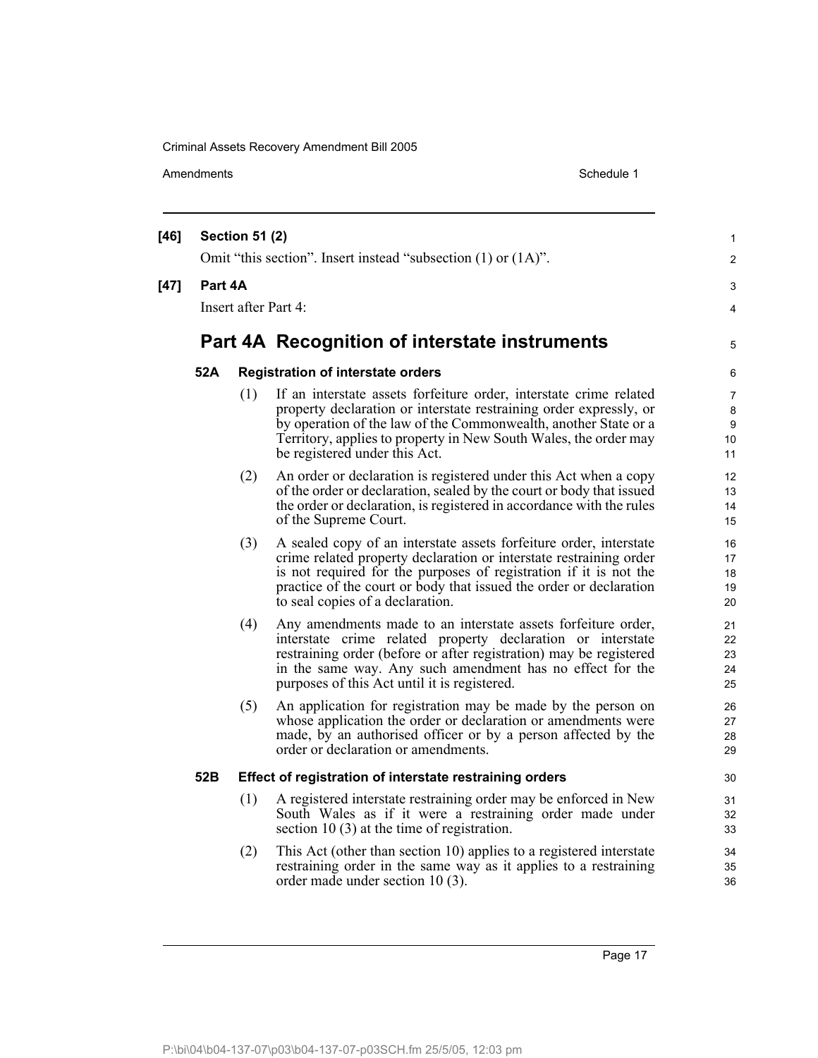**[46] Section 51 (2)**

Omit "this section". Insert instead "subsection (1) or (1A)".

**[47] Part 4A**

Insert after Part 4:

## Part 4A Recognition of interstate instruments

### 52A Registration of interstate orders

(1) If an interstate assets forfeiture order, interstate crime related property declaration or interstate restraining order expressly, or by operation of the law of the Commonwealth, another State or a Territory, applies to property in New South Wales, the order may be registered under this Act.

(2) An order or declaration is registered under this Act when a copy of the order or declaration, sealed by the court or body that issued the order or declaration, is registered in accordance with the rules of the Supreme Court.

(3) A sealed copy of an interstate assets forfeiture order, interstate crime related property declaration or interstate restraining order is not required for the purposes of registration if it is not the practice of the court or body that issued the order or declaration to seal copies of a declaration.

(4) Any amendments made to an interstate assets forfeiture order, interstate crime related property declaration or interstate restraining order (before or after registration) may be registered in the same way. Any such amendment has no effect for the purposes of this Act until it is registered.

(5) An application for registration may be made by the person on whose application the order or declaration or amendments were made, by an authorised officer or by a person affected by the order or declaration or amendments.

### 52B Effect of registration of interstate restraining orders

(1) A registered interstate restraining order may be enforced in New South Wales as if it were a restraining order made under section 10 (3) at the time of registration.

(2) This Act (other than section 10) applies to a registered interstate restraining order in the same way as it applies to a restraining order made under section 10 (3).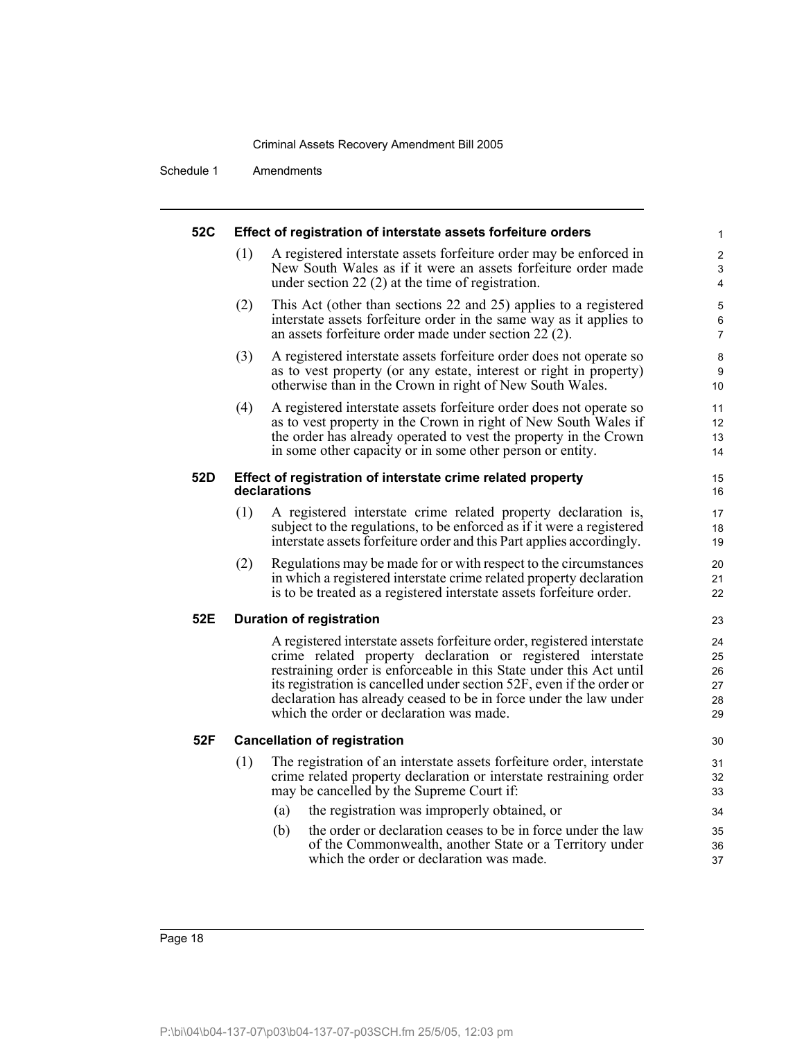### 52C Effect of registration of interstate assets forfeiture orders

(1) A registered interstate assets forfeiture order may be enforced in New South Wales as if it were an assets forfeiture order made under section 22 (2) at the time of registration.

(2) This Act (other than sections 22 and 25) applies to a registered interstate assets forfeiture order in the same way as it applies to an assets forfeiture order made under section 22 (2).

(3) A registered interstate assets forfeiture order does not operate so as to vest property (or any estate, interest or right in property) otherwise than in the Crown in right of New South Wales.

(4) A registered interstate assets forfeiture order does not operate so as to vest property in the Crown in right of New South Wales if the order has already operated to vest the property in the Crown in some other capacity or in some other person or entity.

### 52D Effect of registration of interstate crime related property declarations

(1) A registered interstate crime related property declaration is, subject to the regulations, to be enforced as if it were a registered interstate assets forfeiture order and this Part applies accordingly.

(2) Regulations may be made for or with respect to the circumstances in which a registered interstate crime related property declaration is to be treated as a registered interstate assets forfeiture order.

### 52E Duration of registration

A registered interstate assets forfeiture order, registered interstate crime related property declaration or registered interstate restraining order is enforceable in this State under this Act until its registration is cancelled under section 52F, even if the order or declaration has already ceased to be in force under the law under which the order or declaration was made.

### 52F Cancellation of registration

(1) The registration of an interstate assets forfeiture order, interstate crime related property declaration or interstate restraining order may be cancelled by the Supreme Court if:

(a) the registration was improperly obtained, or

(b) the order or declaration ceases to be in force under the law of the Commonwealth, another State or a Territory under which the order or declaration was made.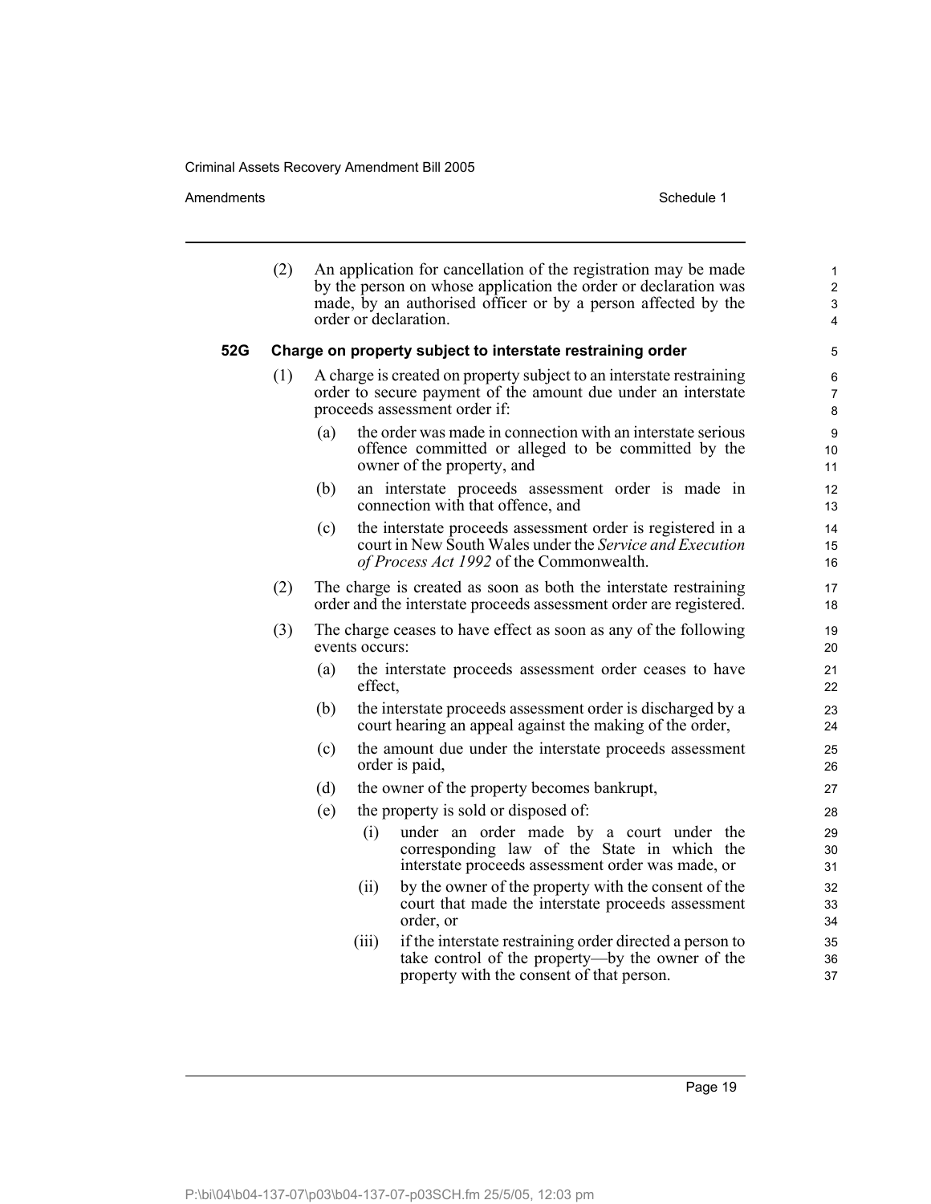(2) An application for cancellation of the registration may be made by the person on whose application the order or declaration was made, by an authorised officer or by a person affected by the order or declaration.

### 52G Charge on property subject to interstate restraining order

(1) A charge is created on property subject to an interstate restraining order to secure payment of the amount due under an interstate proceeds assessment order if:

- (a) the order was made in connection with an interstate serious offence committed or alleged to be committed by the owner of the property, and
- (b) an interstate proceeds assessment order is made in connection with that offence, and
- (c) the interstate proceeds assessment order is registered in a court in New South Wales under the *Service and Execution of Process Act 1992* of the Commonwealth.

(2) The charge is created as soon as both the interstate restraining order and the interstate proceeds assessment order are registered.

(3) The charge ceases to have effect as soon as any of the following events occurs:

- (a) the interstate proceeds assessment order ceases to have effect,
- (b) the interstate proceeds assessment order is discharged by a court hearing an appeal against the making of the order,
- (c) the amount due under the interstate proceeds assessment order is paid,
- (d) the owner of the property becomes bankrupt,
- (e) the property is sold or disposed of:
  - (i) under an order made by a court under the corresponding law of the State in which the interstate proceeds assessment order was made, or
  - (ii) by the owner of the property with the consent of the court that made the interstate proceeds assessment order, or
  - (iii) if the interstate restraining order directed a person to take control of the property—by the owner of the property with the consent of that person.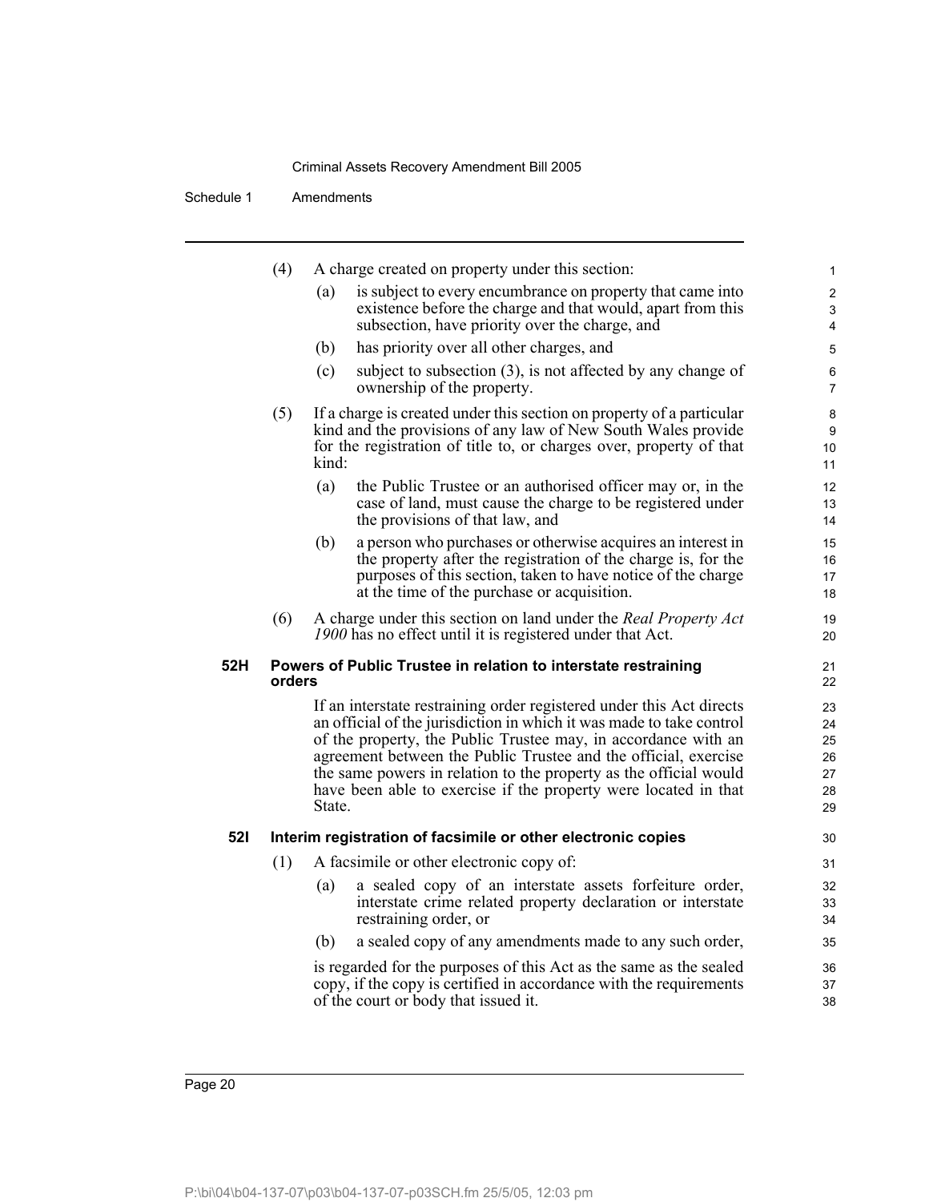(4) A charge created on property under this section:

(a) is subject to every encumbrance on property that came into existence before the charge and that would, apart from this subsection, have priority over the charge, and

(b) has priority over all other charges, and

(c) subject to subsection (3), is not affected by any change of ownership of the property.

(5) If a charge is created under this section on property of a particular kind and the provisions of any law of New South Wales provide for the registration of title to, or charges over, property of that kind:

(a) the Public Trustee or an authorised officer may or, in the case of land, must cause the charge to be registered under the provisions of that law, and

(b) a person who purchases or otherwise acquires an interest in the property after the registration of the charge is, for the purposes of this section, taken to have notice of the charge at the time of the purchase or acquisition.

(6) A charge under this section on land under the *Real Property Act 1900* has no effect until it is registered under that Act.

**52H Powers of Public Trustee in relation to interstate restraining orders**

If an interstate restraining order registered under this Act directs an official of the jurisdiction in which it was made to take control of the property, the Public Trustee may, in accordance with an agreement between the Public Trustee and the official, exercise the same powers in relation to the property as the official would have been able to exercise if the property were located in that State.

**52I Interim registration of facsimile or other electronic copies**

(1) A facsimile or other electronic copy of:

(a) a sealed copy of an interstate assets forfeiture order, interstate crime related property declaration or interstate restraining order, or

(b) a sealed copy of any amendments made to any such order,

is regarded for the purposes of this Act as the same as the sealed copy, if the copy is certified in accordance with the requirements of the court or body that issued it.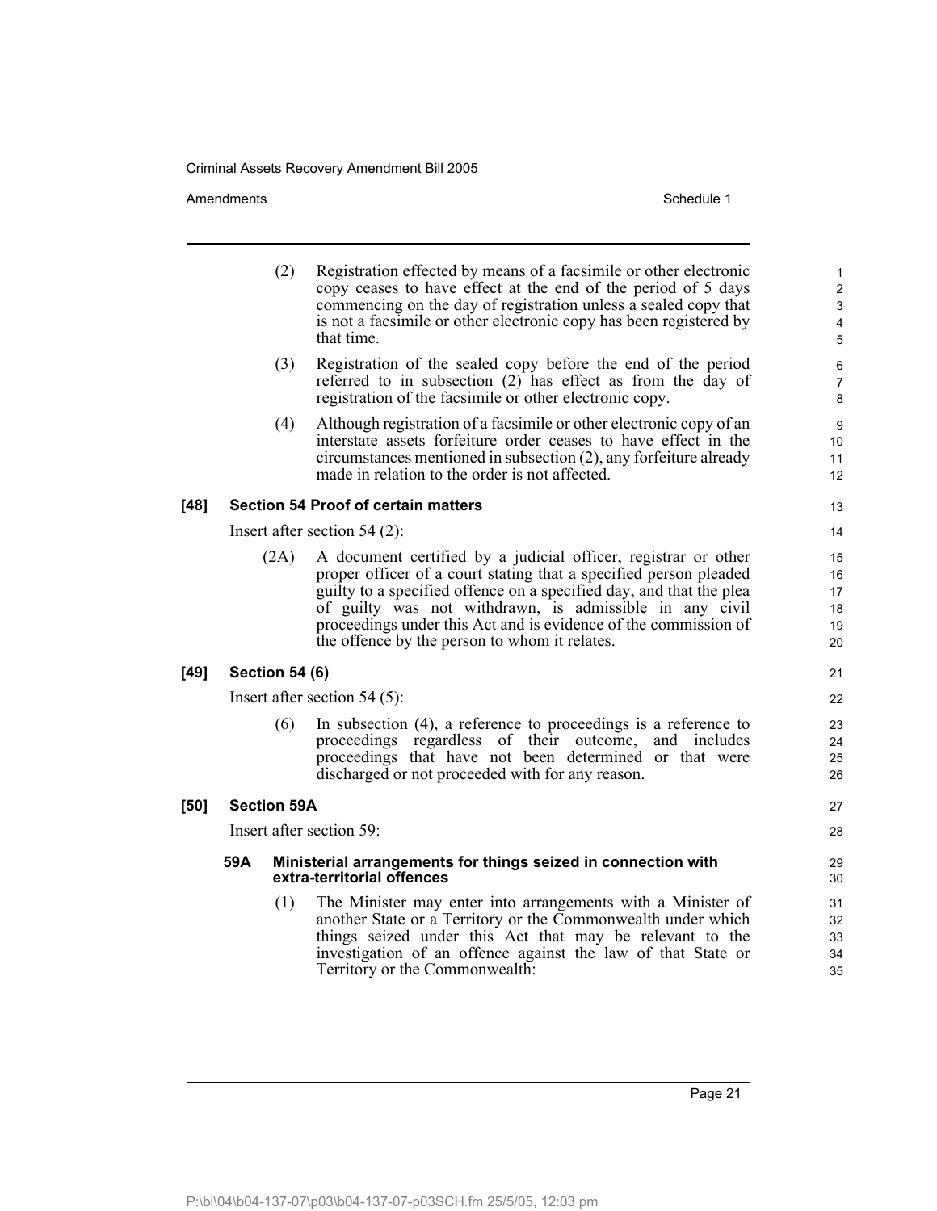(2) Registration effected by means of a facsimile or other electronic copy ceases to have effect at the end of the period of 5 days commencing on the day of registration unless a sealed copy that is not a facsimile or other electronic copy has been registered by that time.

(3) Registration of the sealed copy before the end of the period referred to in subsection (2) has effect as from the day of registration of the facsimile or other electronic copy.

(4) Although registration of a facsimile or other electronic copy of an interstate assets forfeiture order ceases to have effect in the circumstances mentioned in subsection (2), any forfeiture already made in relation to the order is not affected.

**[48] Section 54 Proof of certain matters**

Insert after section 54 (2):

(2A) A document certified by a judicial officer, registrar or other proper officer of a court stating that a specified person pleaded guilty to a specified offence on a specified day, and that the plea of guilty was not withdrawn, is admissible in any civil proceedings under this Act and is evidence of the commission of the offence by the person to whom it relates.

**[49] Section 54 (6)**

Insert after section 54 (5):

(6) In subsection (4), a reference to proceedings is a reference to proceedings regardless of their outcome, and includes proceedings that have not been determined or that were discharged or not proceeded with for any reason.

**[50] Section 59A**

Insert after section 59:

**59A Ministerial arrangements for things seized in connection with extra-territorial offences**

(1) The Minister may enter into arrangements with a Minister of another State or a Territory or the Commonwealth under which things seized under this Act that may be relevant to the investigation of an offence against the law of that State or Territory or the Commonwealth: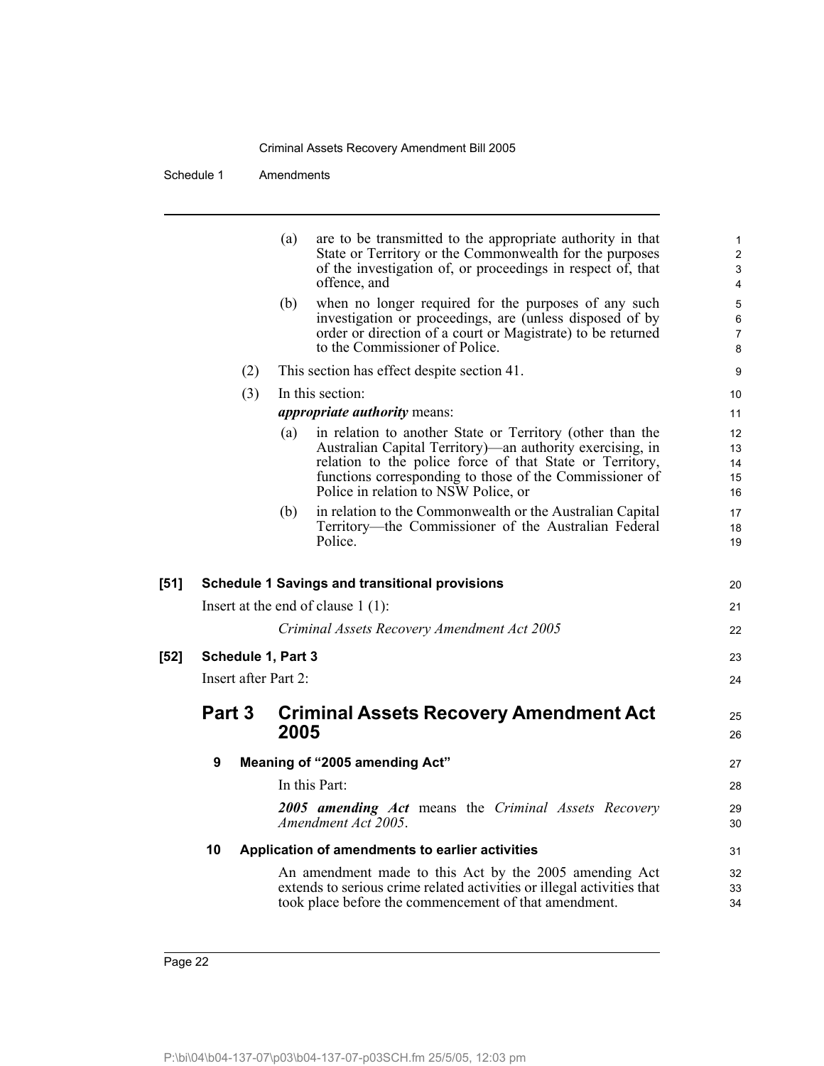(a) are to be transmitted to the appropriate authority in that State or Territory or the Commonwealth for the purposes of the investigation of, or proceedings in respect of, that offence, and

(b) when no longer required for the purposes of any such investigation or proceedings, are (unless disposed of by order or direction of a court or Magistrate) to be returned to the Commissioner of Police.

(2) This section has effect despite section 41.

(3) In this section:

***appropriate authority*** means:

(a) in relation to another State or Territory (other than the Australian Capital Territory)—an authority exercising, in relation to the police force of that State or Territory, functions corresponding to those of the Commissioner of Police in relation to NSW Police, or

(b) in relation to the Commonwealth or the Australian Capital Territory—the Commissioner of the Australian Federal Police.

**[51] Schedule 1 Savings and transitional provisions**

Insert at the end of clause 1 (1):

*Criminal Assets Recovery Amendment Act 2005*

**[52] Schedule 1, Part 3**

Insert after Part 2:

## Part 3 Criminal Assets Recovery Amendment Act 2005

**9 Meaning of "2005 amending Act"**

In this Part:

***2005 amending Act*** means the *Criminal Assets Recovery Amendment Act 2005*.

**10 Application of amendments to earlier activities**

An amendment made to this Act by the 2005 amending Act extends to serious crime related activities or illegal activities that took place before the commencement of that amendment.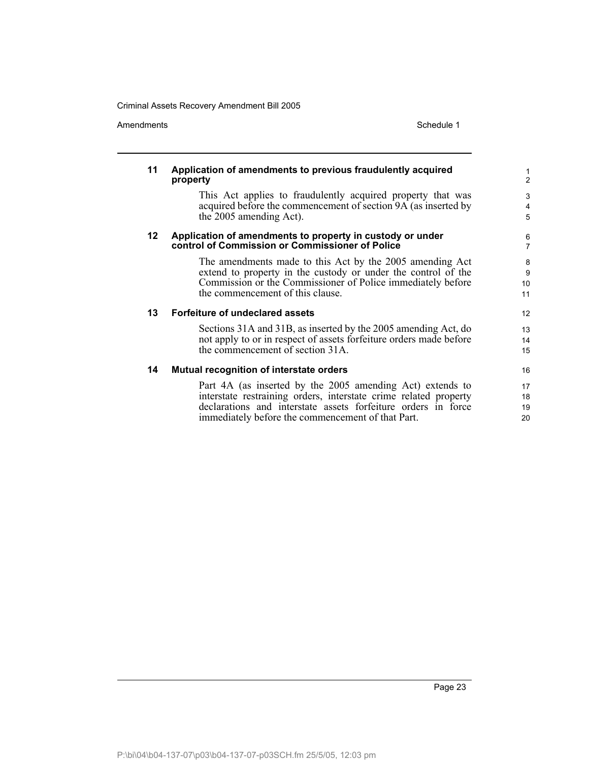### 11 Application of amendments to previous fraudulently acquired property

This Act applies to fraudulently acquired property that was acquired before the commencement of section 9A (as inserted by the 2005 amending Act).

### 12 Application of amendments to property in custody or under control of Commission or Commissioner of Police

The amendments made to this Act by the 2005 amending Act extend to property in the custody or under the control of the Commission or the Commissioner of Police immediately before the commencement of this clause.

### 13 Forfeiture of undeclared assets

Sections 31A and 31B, as inserted by the 2005 amending Act, do not apply to or in respect of assets forfeiture orders made before the commencement of section 31A.

### 14 Mutual recognition of interstate orders

Part 4A (as inserted by the 2005 amending Act) extends to interstate restraining orders, interstate crime related property declarations and interstate assets forfeiture orders in force immediately before the commencement of that Part.